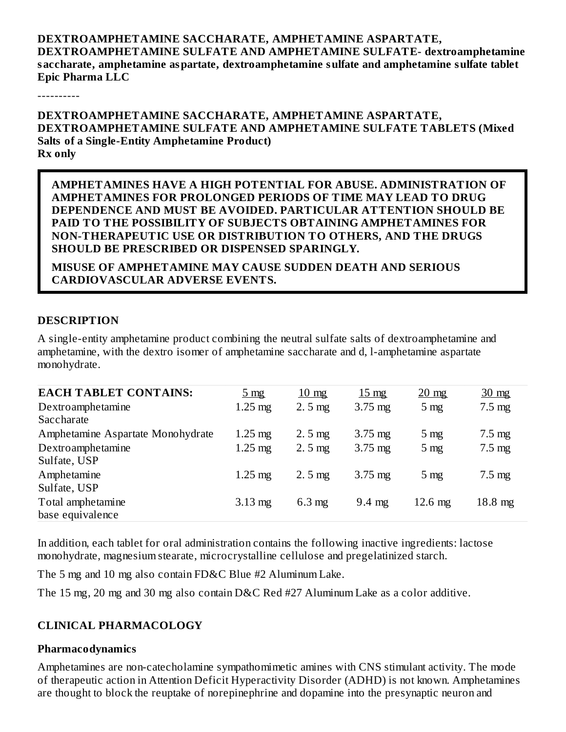**DEXTROAMPHETAMINE SACCHARATE, AMPHETAMINE ASPARTATE, DEXTROAMPHETAMINE SULFATE AND AMPHETAMINE SULFATE- dextroamphetamine saccharate, amphetamine aspartate, dextroamphetamine sulfate and amphetamine sulfate tablet**
**Epic Pharma LLC**

----------

**DEXTROAMPHETAMINE SACCHARATE, AMPHETAMINE ASPARTATE, DEXTROAMPHETAMINE SULFATE AND AMPHETAMINE SULFATE TABLETS (Mixed Salts of a Single-Entity Amphetamine Product)**
**Rx only**

**AMPHETAMINES HAVE A HIGH POTENTIAL FOR ABUSE. ADMINISTRATION OF AMPHETAMINES FOR PROLONGED PERIODS OF TIME MAY LEAD TO DRUG DEPENDENCE AND MUST BE AVOIDED. PARTICULAR ATTENTION SHOULD BE PAID TO THE POSSIBILITY OF SUBJECTS OBTAINING AMPHETAMINES FOR NON-THERAPEUTIC USE OR DISTRIBUTION TO OTHERS, AND THE DRUGS SHOULD BE PRESCRIBED OR DISPENSED SPARINGLY.**

**MISUSE OF AMPHETAMINE MAY CAUSE SUDDEN DEATH AND SERIOUS CARDIOVASCULAR ADVERSE EVENTS.**

## DESCRIPTION

A single-entity amphetamine product combining the neutral sulfate salts of dextroamphetamine and amphetamine, with the dextro isomer of amphetamine saccharate and d, l-amphetamine aspartate monohydrate.

| EACH TABLET CONTAINS: | 5 mg | 10 mg | 15 mg | 20 mg | 30 mg |
|---|---|---|---|---|---|
| Dextroamphetamine Saccharate | 1.25 mg | 2. 5 mg | 3.75 mg | 5 mg | 7.5 mg |
| Amphetamine Aspartate Monohydrate | 1.25 mg | 2. 5 mg | 3.75 mg | 5 mg | 7.5 mg |
| Dextroamphetamine Sulfate, USP | 1.25 mg | 2. 5 mg | 3.75 mg | 5 mg | 7.5 mg |
| Amphetamine Sulfate, USP | 1.25 mg | 2. 5 mg | 3.75 mg | 5 mg | 7.5 mg |
| Total amphetamine base equivalence | 3.13 mg | 6.3 mg | 9.4 mg | 12.6 mg | 18.8 mg |

In addition, each tablet for oral administration contains the following inactive ingredients: lactose monohydrate, magnesium stearate, microcrystalline cellulose and pregelatinized starch.

The 5 mg and 10 mg also contain FD&C Blue #2 Aluminum Lake.

The 15 mg, 20 mg and 30 mg also contain D&C Red #27 Aluminum Lake as a color additive.

## CLINICAL PHARMACOLOGY

### Pharmacodynamics

Amphetamines are non-catecholamine sympathomimetic amines with CNS stimulant activity. The mode of therapeutic action in Attention Deficit Hyperactivity Disorder (ADHD) is not known. Amphetamines are thought to block the reuptake of norepinephrine and dopamine into the presynaptic neuron and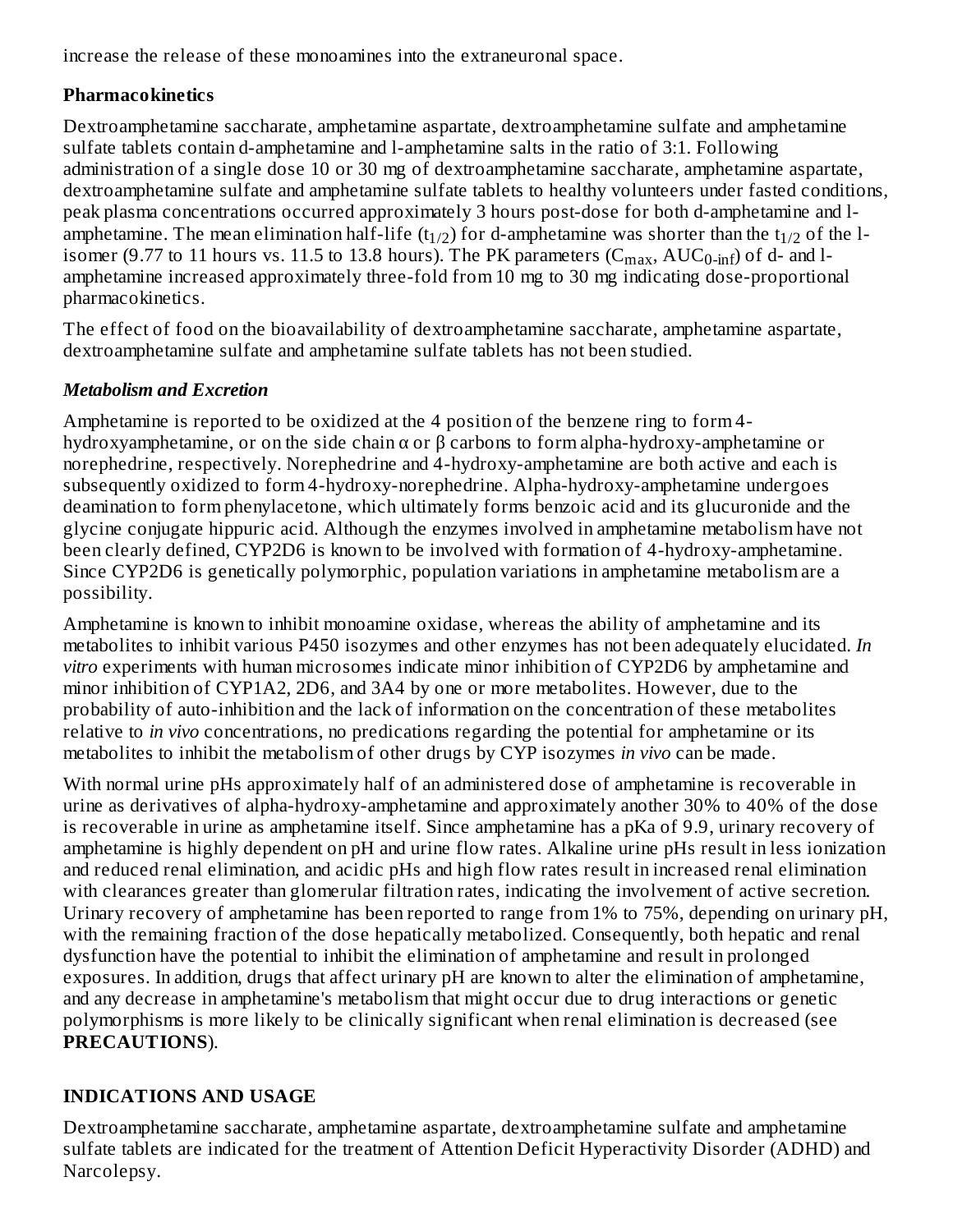increase the release of these monoamines into the extraneuronal space.

## Pharmacokinetics

Dextroamphetamine saccharate, amphetamine aspartate, dextroamphetamine sulfate and amphetamine sulfate tablets contain d-amphetamine and l-amphetamine salts in the ratio of 3:1. Following administration of a single dose 10 or 30 mg of dextroamphetamine saccharate, amphetamine aspartate, dextroamphetamine sulfate and amphetamine sulfate tablets to healthy volunteers under fasted conditions, peak plasma concentrations occurred approximately 3 hours post-dose for both d-amphetamine and l-amphetamine. The mean elimination half-life ($t_{1/2}$) for d-amphetamine was shorter than the $t_{1/2}$ of the l-isomer (9.77 to 11 hours vs. 11.5 to 13.8 hours). The PK parameters ($C_{max}$, $AUC_{0\text{-}inf}$) of d- and l-amphetamine increased approximately three-fold from 10 mg to 30 mg indicating dose-proportional pharmacokinetics.

The effect of food on the bioavailability of dextroamphetamine saccharate, amphetamine aspartate, dextroamphetamine sulfate and amphetamine sulfate tablets has not been studied.

### *Metabolism and Excretion*

Amphetamine is reported to be oxidized at the 4 position of the benzene ring to form 4-hydroxyamphetamine, or on the side chain α or β carbons to form alpha-hydroxy-amphetamine or norephedrine, respectively. Norephedrine and 4-hydroxy-amphetamine are both active and each is subsequently oxidized to form 4-hydroxy-norephedrine. Alpha-hydroxy-amphetamine undergoes deamination to form phenylacetone, which ultimately forms benzoic acid and its glucuronide and the glycine conjugate hippuric acid. Although the enzymes involved in amphetamine metabolism have not been clearly defined, CYP2D6 is known to be involved with formation of 4-hydroxy-amphetamine. Since CYP2D6 is genetically polymorphic, population variations in amphetamine metabolism are a possibility.

Amphetamine is known to inhibit monoamine oxidase, whereas the ability of amphetamine and its metabolites to inhibit various P450 isozymes and other enzymes has not been adequately elucidated. *In vitro* experiments with human microsomes indicate minor inhibition of CYP2D6 by amphetamine and minor inhibition of CYP1A2, 2D6, and 3A4 by one or more metabolites. However, due to the probability of auto-inhibition and the lack of information on the concentration of these metabolites relative to *in vivo* concentrations, no predications regarding the potential for amphetamine or its metabolites to inhibit the metabolism of other drugs by CYP isozymes *in vivo* can be made.

With normal urine pHs approximately half of an administered dose of amphetamine is recoverable in urine as derivatives of alpha-hydroxy-amphetamine and approximately another 30% to 40% of the dose is recoverable in urine as amphetamine itself. Since amphetamine has a pKa of 9.9, urinary recovery of amphetamine is highly dependent on pH and urine flow rates. Alkaline urine pHs result in less ionization and reduced renal elimination, and acidic pHs and high flow rates result in increased renal elimination with clearances greater than glomerular filtration rates, indicating the involvement of active secretion. Urinary recovery of amphetamine has been reported to range from 1% to 75%, depending on urinary pH, with the remaining fraction of the dose hepatically metabolized. Consequently, both hepatic and renal dysfunction have the potential to inhibit the elimination of amphetamine and result in prolonged exposures. In addition, drugs that affect urinary pH are known to alter the elimination of amphetamine, and any decrease in amphetamine's metabolism that might occur due to drug interactions or genetic polymorphisms is more likely to be clinically significant when renal elimination is decreased (see **PRECAUTIONS**).

## INDICATIONS AND USAGE

Dextroamphetamine saccharate, amphetamine aspartate, dextroamphetamine sulfate and amphetamine sulfate tablets are indicated for the treatment of Attention Deficit Hyperactivity Disorder (ADHD) and Narcolepsy.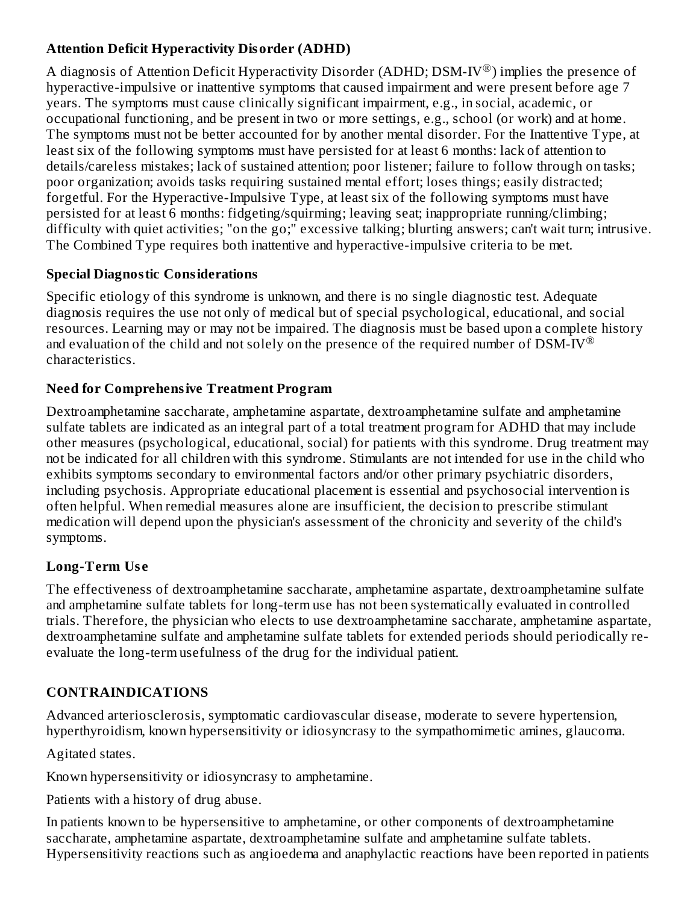### Attention Deficit Hyperactivity Disorder (ADHD)

A diagnosis of Attention Deficit Hyperactivity Disorder (ADHD; DSM-IV®) implies the presence of hyperactive-impulsive or inattentive symptoms that caused impairment and were present before age 7 years. The symptoms must cause clinically significant impairment, e.g., in social, academic, or occupational functioning, and be present in two or more settings, e.g., school (or work) and at home. The symptoms must not be better accounted for by another mental disorder. For the Inattentive Type, at least six of the following symptoms must have persisted for at least 6 months: lack of attention to details/careless mistakes; lack of sustained attention; poor listener; failure to follow through on tasks; poor organization; avoids tasks requiring sustained mental effort; loses things; easily distracted; forgetful. For the Hyperactive-Impulsive Type, at least six of the following symptoms must have persisted for at least 6 months: fidgeting/squirming; leaving seat; inappropriate running/climbing; difficulty with quiet activities; "on the go;" excessive talking; blurting answers; can't wait turn; intrusive. The Combined Type requires both inattentive and hyperactive-impulsive criteria to be met.

### Special Diagnostic Considerations

Specific etiology of this syndrome is unknown, and there is no single diagnostic test. Adequate diagnosis requires the use not only of medical but of special psychological, educational, and social resources. Learning may or may not be impaired. The diagnosis must be based upon a complete history and evaluation of the child and not solely on the presence of the required number of DSM-IV® characteristics.

### Need for Comprehensive Treatment Program

Dextroamphetamine saccharate, amphetamine aspartate, dextroamphetamine sulfate and amphetamine sulfate tablets are indicated as an integral part of a total treatment program for ADHD that may include other measures (psychological, educational, social) for patients with this syndrome. Drug treatment may not be indicated for all children with this syndrome. Stimulants are not intended for use in the child who exhibits symptoms secondary to environmental factors and/or other primary psychiatric disorders, including psychosis. Appropriate educational placement is essential and psychosocial intervention is often helpful. When remedial measures alone are insufficient, the decision to prescribe stimulant medication will depend upon the physician's assessment of the chronicity and severity of the child's symptoms.

### Long-Term Use

The effectiveness of dextroamphetamine saccharate, amphetamine aspartate, dextroamphetamine sulfate and amphetamine sulfate tablets for long-term use has not been systematically evaluated in controlled trials. Therefore, the physician who elects to use dextroamphetamine saccharate, amphetamine aspartate, dextroamphetamine sulfate and amphetamine sulfate tablets for extended periods should periodically re-evaluate the long-term usefulness of the drug for the individual patient.

## CONTRAINDICATIONS

Advanced arteriosclerosis, symptomatic cardiovascular disease, moderate to severe hypertension, hyperthyroidism, known hypersensitivity or idiosyncrasy to the sympathomimetic amines, glaucoma.

Agitated states.

Known hypersensitivity or idiosyncrasy to amphetamine.

Patients with a history of drug abuse.

In patients known to be hypersensitive to amphetamine, or other components of dextroamphetamine saccharate, amphetamine aspartate, dextroamphetamine sulfate and amphetamine sulfate tablets. Hypersensitivity reactions such as angioedema and anaphylactic reactions have been reported in patients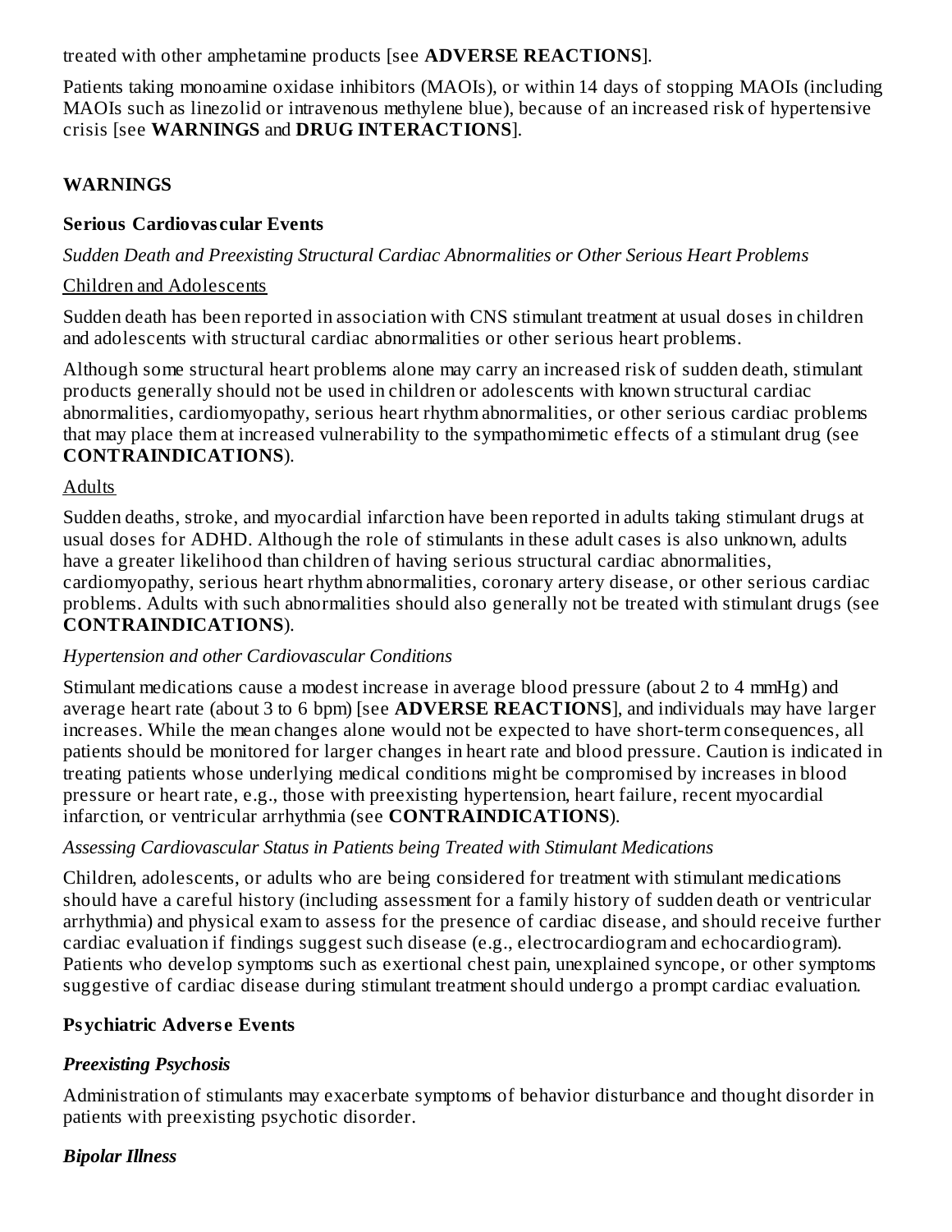treated with other amphetamine products [see **ADVERSE REACTIONS**].

Patients taking monoamine oxidase inhibitors (MAOIs), or within 14 days of stopping MAOIs (including MAOIs such as linezolid or intravenous methylene blue), because of an increased risk of hypertensive crisis [see **WARNINGS** and **DRUG INTERACTIONS**].

## WARNINGS

### Serious Cardiovascular Events

*Sudden Death and Preexisting Structural Cardiac Abnormalities or Other Serious Heart Problems*

<u>Children and Adolescents</u>

Sudden death has been reported in association with CNS stimulant treatment at usual doses in children and adolescents with structural cardiac abnormalities or other serious heart problems.

Although some structural heart problems alone may carry an increased risk of sudden death, stimulant products generally should not be used in children or adolescents with known structural cardiac abnormalities, cardiomyopathy, serious heart rhythm abnormalities, or other serious cardiac problems that may place them at increased vulnerability to the sympathomimetic effects of a stimulant drug (see **CONTRAINDICATIONS**).

<u>Adults</u>

Sudden deaths, stroke, and myocardial infarction have been reported in adults taking stimulant drugs at usual doses for ADHD. Although the role of stimulants in these adult cases is also unknown, adults have a greater likelihood than children of having serious structural cardiac abnormalities, cardiomyopathy, serious heart rhythm abnormalities, coronary artery disease, or other serious cardiac problems. Adults with such abnormalities should also generally not be treated with stimulant drugs (see **CONTRAINDICATIONS**).

*Hypertension and other Cardiovascular Conditions*

Stimulant medications cause a modest increase in average blood pressure (about 2 to 4 mmHg) and average heart rate (about 3 to 6 bpm) [see **ADVERSE REACTIONS**], and individuals may have larger increases. While the mean changes alone would not be expected to have short-term consequences, all patients should be monitored for larger changes in heart rate and blood pressure. Caution is indicated in treating patients whose underlying medical conditions might be compromised by increases in blood pressure or heart rate, e.g., those with preexisting hypertension, heart failure, recent myocardial infarction, or ventricular arrhythmia (see **CONTRAINDICATIONS**).

*Assessing Cardiovascular Status in Patients being Treated with Stimulant Medications*

Children, adolescents, or adults who are being considered for treatment with stimulant medications should have a careful history (including assessment for a family history of sudden death or ventricular arrhythmia) and physical exam to assess for the presence of cardiac disease, and should receive further cardiac evaluation if findings suggest such disease (e.g., electrocardiogram and echocardiogram). Patients who develop symptoms such as exertional chest pain, unexplained syncope, or other symptoms suggestive of cardiac disease during stimulant treatment should undergo a prompt cardiac evaluation.

### Psychiatric Adverse Events

***Preexisting Psychosis***

Administration of stimulants may exacerbate symptoms of behavior disturbance and thought disorder in patients with preexisting psychotic disorder.

***Bipolar Illness***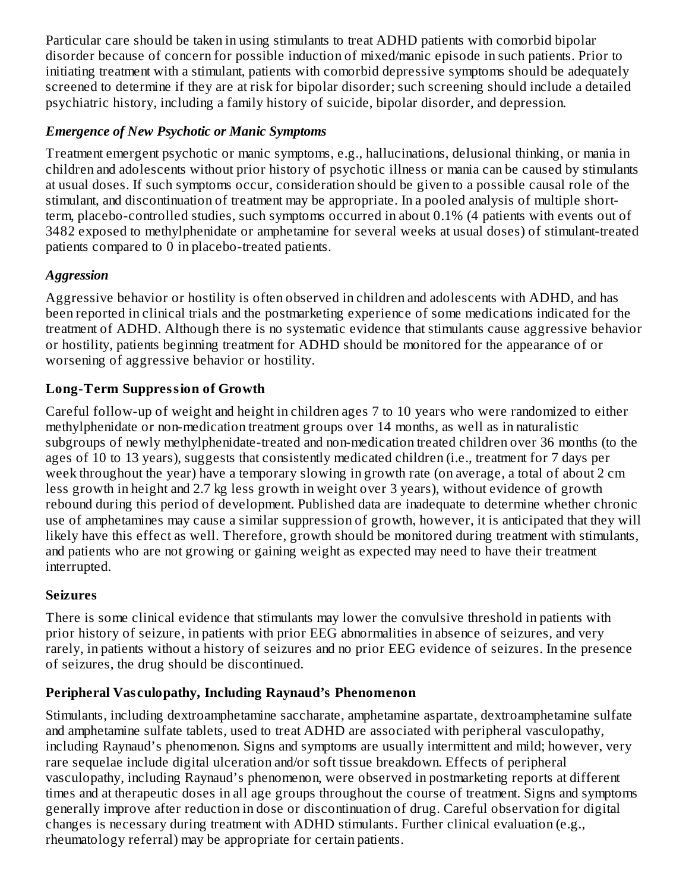Particular care should be taken in using stimulants to treat ADHD patients with comorbid bipolar disorder because of concern for possible induction of mixed/manic episode in such patients. Prior to initiating treatment with a stimulant, patients with comorbid depressive symptoms should be adequately screened to determine if they are at risk for bipolar disorder; such screening should include a detailed psychiatric history, including a family history of suicide, bipolar disorder, and depression.

***Emergence of New Psychotic or Manic Symptoms***

Treatment emergent psychotic or manic symptoms, e.g., hallucinations, delusional thinking, or mania in children and adolescents without prior history of psychotic illness or mania can be caused by stimulants at usual doses. If such symptoms occur, consideration should be given to a possible causal role of the stimulant, and discontinuation of treatment may be appropriate. In a pooled analysis of multiple short-term, placebo-controlled studies, such symptoms occurred in about 0.1% (4 patients with events out of 3482 exposed to methylphenidate or amphetamine for several weeks at usual doses) of stimulant-treated patients compared to 0 in placebo-treated patients.

***Aggression***

Aggressive behavior or hostility is often observed in children and adolescents with ADHD, and has been reported in clinical trials and the postmarketing experience of some medications indicated for the treatment of ADHD. Although there is no systematic evidence that stimulants cause aggressive behavior or hostility, patients beginning treatment for ADHD should be monitored for the appearance of or worsening of aggressive behavior or hostility.

**Long-Term Suppression of Growth**

Careful follow-up of weight and height in children ages 7 to 10 years who were randomized to either methylphenidate or non-medication treatment groups over 14 months, as well as in naturalistic subgroups of newly methylphenidate-treated and non-medication treated children over 36 months (to the ages of 10 to 13 years), suggests that consistently medicated children (i.e., treatment for 7 days per week throughout the year) have a temporary slowing in growth rate (on average, a total of about 2 cm less growth in height and 2.7 kg less growth in weight over 3 years), without evidence of growth rebound during this period of development. Published data are inadequate to determine whether chronic use of amphetamines may cause a similar suppression of growth, however, it is anticipated that they will likely have this effect as well. Therefore, growth should be monitored during treatment with stimulants, and patients who are not growing or gaining weight as expected may need to have their treatment interrupted.

**Seizures**

There is some clinical evidence that stimulants may lower the convulsive threshold in patients with prior history of seizure, in patients with prior EEG abnormalities in absence of seizures, and very rarely, in patients without a history of seizures and no prior EEG evidence of seizures. In the presence of seizures, the drug should be discontinued.

**Peripheral Vasculopathy, Including Raynaud's Phenomenon**

Stimulants, including dextroamphetamine saccharate, amphetamine aspartate, dextroamphetamine sulfate and amphetamine sulfate tablets, used to treat ADHD are associated with peripheral vasculopathy, including Raynaud's phenomenon. Signs and symptoms are usually intermittent and mild; however, very rare sequelae include digital ulceration and/or soft tissue breakdown. Effects of peripheral vasculopathy, including Raynaud's phenomenon, were observed in postmarketing reports at different times and at therapeutic doses in all age groups throughout the course of treatment. Signs and symptoms generally improve after reduction in dose or discontinuation of drug. Careful observation for digital changes is necessary during treatment with ADHD stimulants. Further clinical evaluation (e.g., rheumatology referral) may be appropriate for certain patients.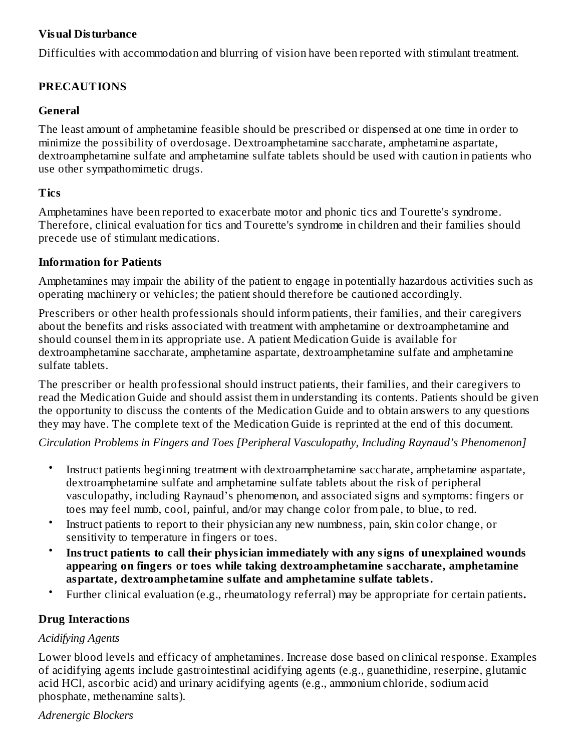**Visual Disturbance**

Difficulties with accommodation and blurring of vision have been reported with stimulant treatment.

## PRECAUTIONS

### General

The least amount of amphetamine feasible should be prescribed or dispensed at one time in order to minimize the possibility of overdosage. Dextroamphetamine saccharate, amphetamine aspartate, dextroamphetamine sulfate and amphetamine sulfate tablets should be used with caution in patients who use other sympathomimetic drugs.

### Tics

Amphetamines have been reported to exacerbate motor and phonic tics and Tourette's syndrome. Therefore, clinical evaluation for tics and Tourette's syndrome in children and their families should precede use of stimulant medications.

### Information for Patients

Amphetamines may impair the ability of the patient to engage in potentially hazardous activities such as operating machinery or vehicles; the patient should therefore be cautioned accordingly.

Prescribers or other health professionals should inform patients, their families, and their caregivers about the benefits and risks associated with treatment with amphetamine or dextroamphetamine and should counsel them in its appropriate use. A patient Medication Guide is available for dextroamphetamine saccharate, amphetamine aspartate, dextroamphetamine sulfate and amphetamine sulfate tablets.

The prescriber or health professional should instruct patients, their families, and their caregivers to read the Medication Guide and should assist them in understanding its contents. Patients should be given the opportunity to discuss the contents of the Medication Guide and to obtain answers to any questions they may have. The complete text of the Medication Guide is reprinted at the end of this document.

*Circulation Problems in Fingers and Toes [Peripheral Vasculopathy, Including Raynaud's Phenomenon]*

- Instruct patients beginning treatment with dextroamphetamine saccharate, amphetamine aspartate, dextroamphetamine sulfate and amphetamine sulfate tablets about the risk of peripheral vasculopathy, including Raynaud's phenomenon, and associated signs and symptoms: fingers or toes may feel numb, cool, painful, and/or may change color from pale, to blue, to red.
- Instruct patients to report to their physician any new numbness, pain, skin color change, or sensitivity to temperature in fingers or toes.
- **Instruct patients to call their physician immediately with any signs of unexplained wounds appearing on fingers or toes while taking dextroamphetamine saccharate, amphetamine aspartate, dextroamphetamine sulfate and amphetamine sulfate tablets.**
- Further clinical evaluation (e.g., rheumatology referral) may be appropriate for certain patients**.**

### Drug Interactions

*Acidifying Agents*

Lower blood levels and efficacy of amphetamines. Increase dose based on clinical response. Examples of acidifying agents include gastrointestinal acidifying agents (e.g., guanethidine, reserpine, glutamic acid HCl, ascorbic acid) and urinary acidifying agents (e.g., ammonium chloride, sodium acid phosphate, methenamine salts).

*Adrenergic Blockers*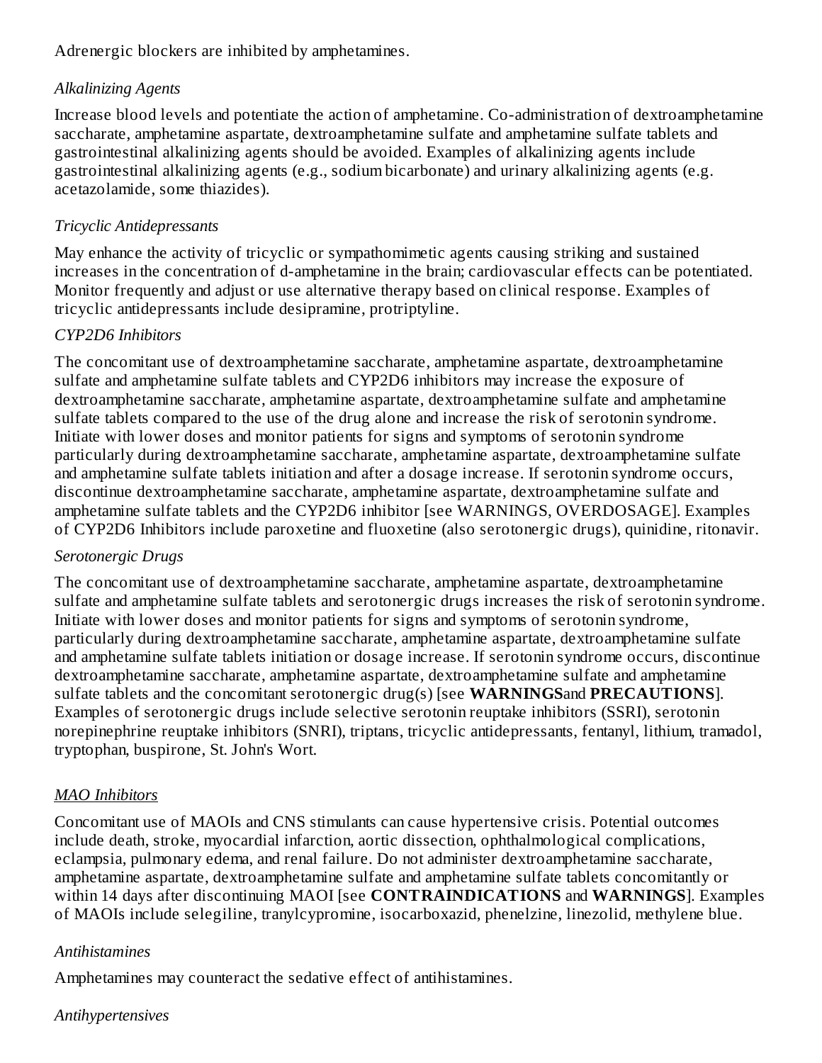Adrenergic blockers are inhibited by amphetamines.

*Alkalinizing Agents*

Increase blood levels and potentiate the action of amphetamine. Co-administration of dextroamphetamine saccharate, amphetamine aspartate, dextroamphetamine sulfate and amphetamine sulfate tablets and gastrointestinal alkalinizing agents should be avoided. Examples of alkalinizing agents include gastrointestinal alkalinizing agents (e.g., sodium bicarbonate) and urinary alkalinizing agents (e.g. acetazolamide, some thiazides).

*Tricyclic Antidepressants*

May enhance the activity of tricyclic or sympathomimetic agents causing striking and sustained increases in the concentration of d-amphetamine in the brain; cardiovascular effects can be potentiated. Monitor frequently and adjust or use alternative therapy based on clinical response. Examples of tricyclic antidepressants include desipramine, protriptyline.

*CYP2D6 Inhibitors*

The concomitant use of dextroamphetamine saccharate, amphetamine aspartate, dextroamphetamine sulfate and amphetamine sulfate tablets and CYP2D6 inhibitors may increase the exposure of dextroamphetamine saccharate, amphetamine aspartate, dextroamphetamine sulfate and amphetamine sulfate tablets compared to the use of the drug alone and increase the risk of serotonin syndrome. Initiate with lower doses and monitor patients for signs and symptoms of serotonin syndrome particularly during dextroamphetamine saccharate, amphetamine aspartate, dextroamphetamine sulfate and amphetamine sulfate tablets initiation and after a dosage increase. If serotonin syndrome occurs, discontinue dextroamphetamine saccharate, amphetamine aspartate, dextroamphetamine sulfate and amphetamine sulfate tablets and the CYP2D6 inhibitor [see WARNINGS, OVERDOSAGE]. Examples of CYP2D6 Inhibitors include paroxetine and fluoxetine (also serotonergic drugs), quinidine, ritonavir.

*Serotonergic Drugs*

The concomitant use of dextroamphetamine saccharate, amphetamine aspartate, dextroamphetamine sulfate and amphetamine sulfate tablets and serotonergic drugs increases the risk of serotonin syndrome. Initiate with lower doses and monitor patients for signs and symptoms of serotonin syndrome, particularly during dextroamphetamine saccharate, amphetamine aspartate, dextroamphetamine sulfate and amphetamine sulfate tablets initiation or dosage increase. If serotonin syndrome occurs, discontinue dextroamphetamine saccharate, amphetamine aspartate, dextroamphetamine sulfate and amphetamine sulfate tablets and the concomitant serotonergic drug(s) [see **WARNINGS** and **PRECAUTIONS**]. Examples of serotonergic drugs include selective serotonin reuptake inhibitors (SSRI), serotonin norepinephrine reuptake inhibitors (SNRI), triptans, tricyclic antidepressants, fentanyl, lithium, tramadol, tryptophan, buspirone, St. John's Wort.

*MAO Inhibitors*

Concomitant use of MAOIs and CNS stimulants can cause hypertensive crisis. Potential outcomes include death, stroke, myocardial infarction, aortic dissection, ophthalmological complications, eclampsia, pulmonary edema, and renal failure. Do not administer dextroamphetamine saccharate, amphetamine aspartate, dextroamphetamine sulfate and amphetamine sulfate tablets concomitantly or within 14 days after discontinuing MAOI [see **CONTRAINDICATIONS** and **WARNINGS**]. Examples of MAOIs include selegiline, tranylcypromine, isocarboxazid, phenelzine, linezolid, methylene blue.

*Antihistamines*

Amphetamines may counteract the sedative effect of antihistamines.

*Antihypertensives*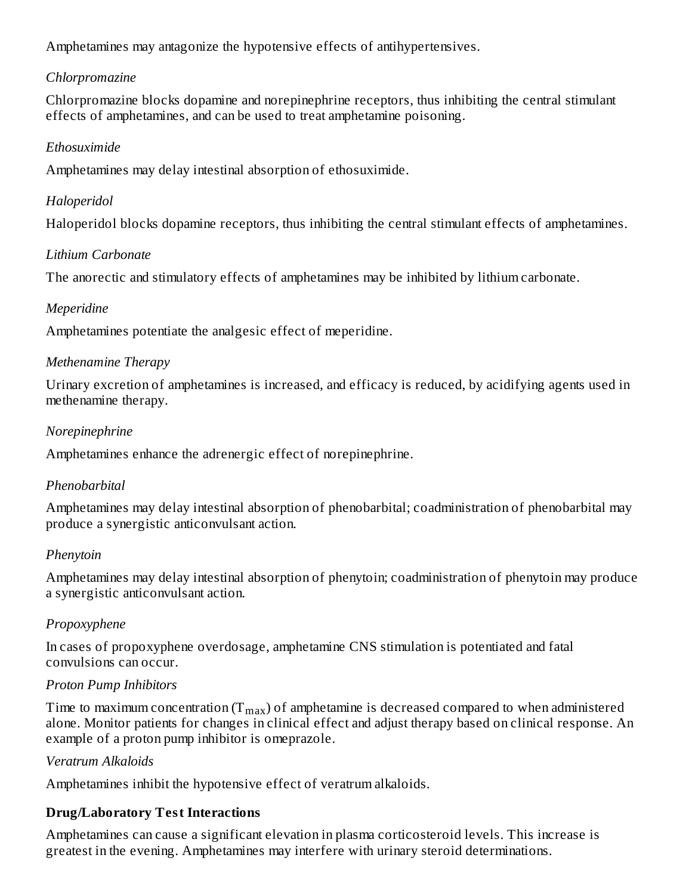Amphetamines may antagonize the hypotensive effects of antihypertensives.

*Chlorpromazine*

Chlorpromazine blocks dopamine and norepinephrine receptors, thus inhibiting the central stimulant effects of amphetamines, and can be used to treat amphetamine poisoning.

*Ethosuximide*

Amphetamines may delay intestinal absorption of ethosuximide.

*Haloperidol*

Haloperidol blocks dopamine receptors, thus inhibiting the central stimulant effects of amphetamines.

*Lithium Carbonate*

The anorectic and stimulatory effects of amphetamines may be inhibited by lithium carbonate.

*Meperidine*

Amphetamines potentiate the analgesic effect of meperidine.

*Methenamine Therapy*

Urinary excretion of amphetamines is increased, and efficacy is reduced, by acidifying agents used in methenamine therapy.

*Norepinephrine*

Amphetamines enhance the adrenergic effect of norepinephrine.

*Phenobarbital*

Amphetamines may delay intestinal absorption of phenobarbital; coadministration of phenobarbital may produce a synergistic anticonvulsant action.

*Phenytoin*

Amphetamines may delay intestinal absorption of phenytoin; coadministration of phenytoin may produce a synergistic anticonvulsant action.

*Propoxyphene*

In cases of propoxyphene overdosage, amphetamine CNS stimulation is potentiated and fatal convulsions can occur.

*Proton Pump Inhibitors*

Time to maximum concentration ($T_{max}$) of amphetamine is decreased compared to when administered alone. Monitor patients for changes in clinical effect and adjust therapy based on clinical response. An example of a proton pump inhibitor is omeprazole.

*Veratrum Alkaloids*

Amphetamines inhibit the hypotensive effect of veratrum alkaloids.

**Drug/Laboratory Test Interactions**

Amphetamines can cause a significant elevation in plasma corticosteroid levels. This increase is greatest in the evening. Amphetamines may interfere with urinary steroid determinations.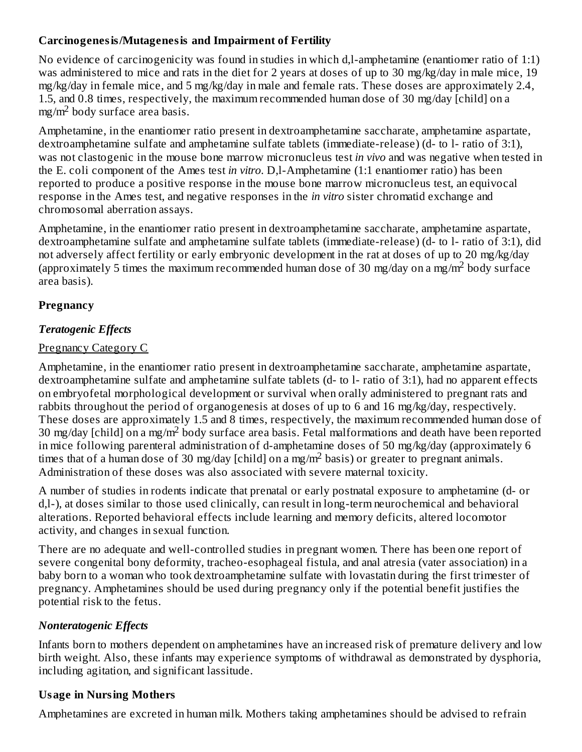### Carcinogenesis/Mutagenesis and Impairment of Fertility

No evidence of carcinogenicity was found in studies in which d,l-amphetamine (enantiomer ratio of 1:1) was administered to mice and rats in the diet for 2 years at doses of up to 30 mg/kg/day in male mice, 19 mg/kg/day in female mice, and 5 mg/kg/day in male and female rats. These doses are approximately 2.4, 1.5, and 0.8 times, respectively, the maximum recommended human dose of 30 mg/day [child] on a $mg/m^2$ body surface area basis.

Amphetamine, in the enantiomer ratio present in dextroamphetamine saccharate, amphetamine aspartate, dextroamphetamine sulfate and amphetamine sulfate tablets (immediate-release) (d- to l- ratio of 3:1), was not clastogenic in the mouse bone marrow micronucleus test *in vivo* and was negative when tested in the E. coli component of the Ames test *in vitro*. D,l-Amphetamine (1:1 enantiomer ratio) has been reported to produce a positive response in the mouse bone marrow micronucleus test, an equivocal response in the Ames test, and negative responses in the *in vitro* sister chromatid exchange and chromosomal aberration assays.

Amphetamine, in the enantiomer ratio present in dextroamphetamine saccharate, amphetamine aspartate, dextroamphetamine sulfate and amphetamine sulfate tablets (immediate-release) (d- to l- ratio of 3:1), did not adversely affect fertility or early embryonic development in the rat at doses of up to 20 mg/kg/day (approximately 5 times the maximum recommended human dose of 30 mg/day on a $mg/m^2$ body surface area basis).

### Pregnancy

#### *Teratogenic Effects*

Pregnancy Category C

Amphetamine, in the enantiomer ratio present in dextroamphetamine saccharate, amphetamine aspartate, dextroamphetamine sulfate and amphetamine sulfate tablets (d- to l- ratio of 3:1), had no apparent effects on embryofetal morphological development or survival when orally administered to pregnant rats and rabbits throughout the period of organogenesis at doses of up to 6 and 16 mg/kg/day, respectively. These doses are approximately 1.5 and 8 times, respectively, the maximum recommended human dose of 30 mg/day [child] on a $mg/m^2$ body surface area basis. Fetal malformations and death have been reported in mice following parenteral administration of d-amphetamine doses of 50 mg/kg/day (approximately 6 times that of a human dose of 30 mg/day [child] on a $mg/m^2$ basis) or greater to pregnant animals. Administration of these doses was also associated with severe maternal toxicity.

A number of studies in rodents indicate that prenatal or early postnatal exposure to amphetamine (d- or d,l-), at doses similar to those used clinically, can result in long-term neurochemical and behavioral alterations. Reported behavioral effects include learning and memory deficits, altered locomotor activity, and changes in sexual function.

There are no adequate and well-controlled studies in pregnant women. There has been one report of severe congenital bony deformity, tracheo-esophageal fistula, and anal atresia (vater association) in a baby born to a woman who took dextroamphetamine sulfate with lovastatin during the first trimester of pregnancy. Amphetamines should be used during pregnancy only if the potential benefit justifies the potential risk to the fetus.

#### *Nonteratogenic Effects*

Infants born to mothers dependent on amphetamines have an increased risk of premature delivery and low birth weight. Also, these infants may experience symptoms of withdrawal as demonstrated by dysphoria, including agitation, and significant lassitude.

### Usage in Nursing Mothers

Amphetamines are excreted in human milk. Mothers taking amphetamines should be advised to refrain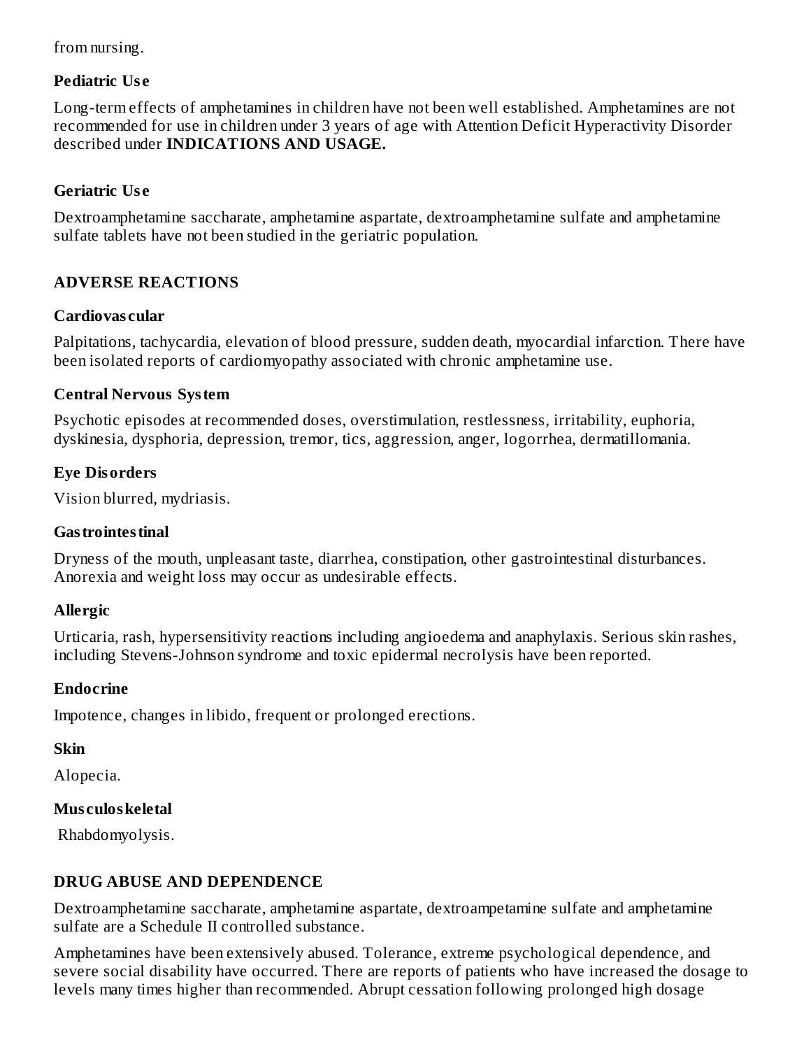from nursing.

### Pediatric Use

Long-term effects of amphetamines in children have not been well established. Amphetamines are not recommended for use in children under 3 years of age with Attention Deficit Hyperactivity Disorder described under **INDICATIONS AND USAGE.**

### Geriatric Use

Dextroamphetamine saccharate, amphetamine aspartate, dextroamphetamine sulfate and amphetamine sulfate tablets have not been studied in the geriatric population.

## ADVERSE REACTIONS

### Cardiovascular

Palpitations, tachycardia, elevation of blood pressure, sudden death, myocardial infarction. There have been isolated reports of cardiomyopathy associated with chronic amphetamine use.

### Central Nervous System

Psychotic episodes at recommended doses, overstimulation, restlessness, irritability, euphoria, dyskinesia, dysphoria, depression, tremor, tics, aggression, anger, logorrhea, dermatillomania.

### Eye Disorders

Vision blurred, mydriasis.

### Gastrointestinal

Dryness of the mouth, unpleasant taste, diarrhea, constipation, other gastrointestinal disturbances. Anorexia and weight loss may occur as undesirable effects.

### Allergic

Urticaria, rash, hypersensitivity reactions including angioedema and anaphylaxis. Serious skin rashes, including Stevens-Johnson syndrome and toxic epidermal necrolysis have been reported.

### Endocrine

Impotence, changes in libido, frequent or prolonged erections.

### Skin

Alopecia.

### Musculoskeletal

Rhabdomyolysis.

## DRUG ABUSE AND DEPENDENCE

Dextroamphetamine saccharate, amphetamine aspartate, dextroampetamine sulfate and amphetamine sulfate are a Schedule II controlled substance.

Amphetamines have been extensively abused. Tolerance, extreme psychological dependence, and severe social disability have occurred. There are reports of patients who have increased the dosage to levels many times higher than recommended. Abrupt cessation following prolonged high dosage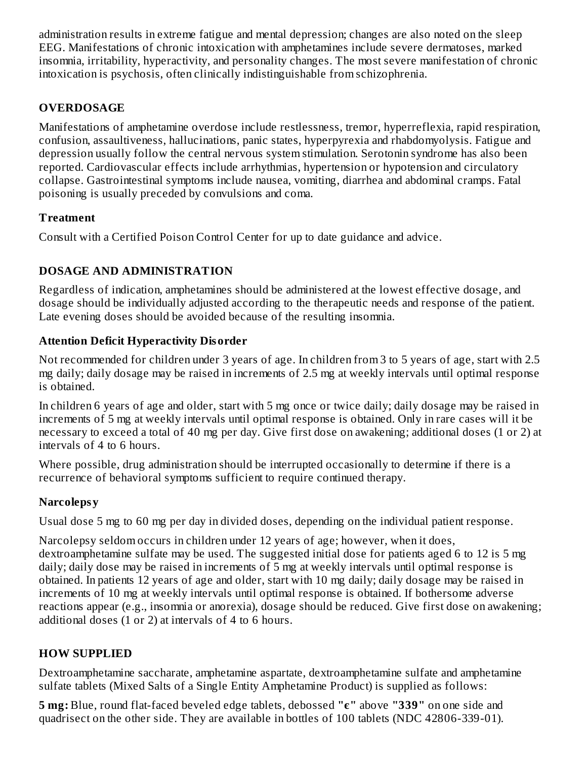administration results in extreme fatigue and mental depression; changes are also noted on the sleep EEG. Manifestations of chronic intoxication with amphetamines include severe dermatoses, marked insomnia, irritability, hyperactivity, and personality changes. The most severe manifestation of chronic intoxication is psychosis, often clinically indistinguishable from schizophrenia.

## OVERDOSAGE

Manifestations of amphetamine overdose include restlessness, tremor, hyperreflexia, rapid respiration, confusion, assaultiveness, hallucinations, panic states, hyperpyrexia and rhabdomyolysis. Fatigue and depression usually follow the central nervous system stimulation. Serotonin syndrome has also been reported. Cardiovascular effects include arrhythmias, hypertension or hypotension and circulatory collapse. Gastrointestinal symptoms include nausea, vomiting, diarrhea and abdominal cramps. Fatal poisoning is usually preceded by convulsions and coma.

### Treatment

Consult with a Certified Poison Control Center for up to date guidance and advice.

## DOSAGE AND ADMINISTRATION

Regardless of indication, amphetamines should be administered at the lowest effective dosage, and dosage should be individually adjusted according to the therapeutic needs and response of the patient. Late evening doses should be avoided because of the resulting insomnia.

### Attention Deficit Hyperactivity Disorder

Not recommended for children under 3 years of age. In children from 3 to 5 years of age, start with 2.5 mg daily; daily dosage may be raised in increments of 2.5 mg at weekly intervals until optimal response is obtained.

In children 6 years of age and older, start with 5 mg once or twice daily; daily dosage may be raised in increments of 5 mg at weekly intervals until optimal response is obtained. Only in rare cases will it be necessary to exceed a total of 40 mg per day. Give first dose on awakening; additional doses (1 or 2) at intervals of 4 to 6 hours.

Where possible, drug administration should be interrupted occasionally to determine if there is a recurrence of behavioral symptoms sufficient to require continued therapy.

### Narcolepsy

Usual dose 5 mg to 60 mg per day in divided doses, depending on the individual patient response.

Narcolepsy seldom occurs in children under 12 years of age; however, when it does, dextroamphetamine sulfate may be used. The suggested initial dose for patients aged 6 to 12 is 5 mg daily; daily dose may be raised in increments of 5 mg at weekly intervals until optimal response is obtained. In patients 12 years of age and older, start with 10 mg daily; daily dosage may be raised in increments of 10 mg at weekly intervals until optimal response is obtained. If bothersome adverse reactions appear (e.g., insomnia or anorexia), dosage should be reduced. Give first dose on awakening; additional doses (1 or 2) at intervals of 4 to 6 hours.

## HOW SUPPLIED

Dextroamphetamine saccharate, amphetamine aspartate, dextroamphetamine sulfate and amphetamine sulfate tablets (Mixed Salts of a Single Entity Amphetamine Product) is supplied as follows:

**5 mg:** Blue, round flat-faced beveled edge tablets, debossed **"є"** above **"339"** on one side and quadrisect on the other side. They are available in bottles of 100 tablets (NDC 42806-339-01).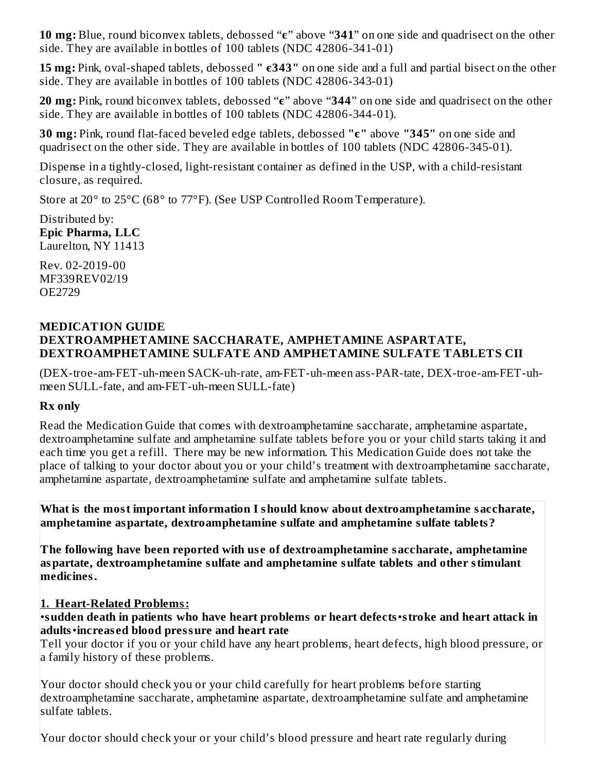**10 mg:** Blue, round biconvex tablets, debossed "**ϵ**" above "**341**" on one side and quadrisect on the other side. They are available in bottles of 100 tablets (NDC 42806-341-01)

**15 mg:** Pink, oval-shaped tablets, debossed **" ϵ343"** on one side and a full and partial bisect on the other side. They are available in bottles of 100 tablets (NDC 42806-343-01)

**20 mg:** Pink, round biconvex tablets, debossed "**ϵ**" above "**344**" on one side and quadrisect on the other side. They are available in bottles of 100 tablets (NDC 42806-344-01).

**30 mg:** Pink, round flat-faced beveled edge tablets, debossed **"ϵ"** above **"345"** on one side and quadrisect on the other side. They are available in bottles of 100 tablets (NDC 42806-345-01).

Dispense in a tightly-closed, light-resistant container as defined in the USP, with a child-resistant closure, as required.

Store at 20° to 25°C (68° to 77°F). (See USP Controlled Room Temperature).

Distributed by:
**Epic Pharma, LLC**
Laurelton, NY 11413

Rev. 02-2019-00
MF339REV02/19
OE2729

## MEDICATION GUIDE
## DEXTROAMPHETAMINE SACCHARATE, AMPHETAMINE ASPARTATE, DEXTROAMPHETAMINE SULFATE AND AMPHETAMINE SULFATE TABLETS CII

(DEX-troe-am-FET-uh-meen SACK-uh-rate, am-FET-uh-meen ass-PAR-tate, DEX-troe-am-FET-uh-meen SULL-fate, and am-FET-uh-meen SULL-fate)

**Rx only**

Read the Medication Guide that comes with dextroamphetamine saccharate, amphetamine aspartate, dextroamphetamine sulfate and amphetamine sulfate tablets before you or your child starts taking it and each time you get a refill. There may be new information. This Medication Guide does not take the place of talking to your doctor about you or your child's treatment with dextroamphetamine saccharate, amphetamine aspartate, dextroamphetamine sulfate and amphetamine sulfate tablets.

**What is the most important information I should know about dextroamphetamine saccharate, amphetamine aspartate, dextroamphetamine sulfate and amphetamine sulfate tablets?**

**The following have been reported with use of dextroamphetamine saccharate, amphetamine aspartate, dextroamphetamine sulfate and amphetamine sulfate tablets and other stimulant medicines.**

**1. Heart-Related Problems:**

- **sudden death in patients who have heart problems or heart defects**
- **stroke and heart attack in adults**
- **increased blood pressure and heart rate**

Tell your doctor if you or your child have any heart problems, heart defects, high blood pressure, or a family history of these problems.

Your doctor should check you or your child carefully for heart problems before starting dextroamphetamine saccharate, amphetamine aspartate, dextroamphetamine sulfate and amphetamine sulfate tablets.

Your doctor should check your or your child's blood pressure and heart rate regularly during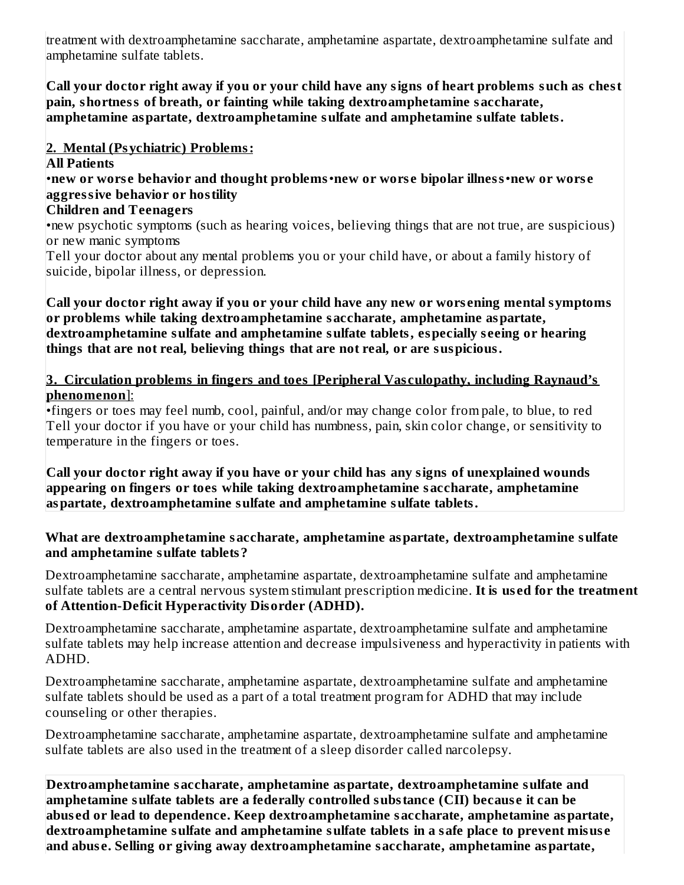treatment with dextroamphetamine saccharate, amphetamine aspartate, dextroamphetamine sulfate and amphetamine sulfate tablets.

**Call your doctor right away if you or your child have any signs of heart problems such as chest pain, shortness of breath, or fainting while taking dextroamphetamine saccharate, amphetamine aspartate, dextroamphetamine sulfate and amphetamine sulfate tablets.**

**2. Mental (Psychiatric) Problems:**

**All Patients**

**•new or worse behavior and thought problems•new or worse bipolar illness•new or worse aggressive behavior or hostility**

**Children and Teenagers**

•new psychotic symptoms (such as hearing voices, believing things that are not true, are suspicious) or new manic symptoms

Tell your doctor about any mental problems you or your child have, or about a family history of suicide, bipolar illness, or depression.

**Call your doctor right away if you or your child have any new or worsening mental symptoms or problems while taking dextroamphetamine saccharate, amphetamine aspartate, dextroamphetamine sulfate and amphetamine sulfate tablets, especially seeing or hearing things that are not real, believing things that are not real, or are suspicious.**

**3. Circulation problems in fingers and toes [Peripheral Vasculopathy, including Raynaud's phenomenon]:**

•fingers or toes may feel numb, cool, painful, and/or may change color from pale, to blue, to red

Tell your doctor if you have or your child has numbness, pain, skin color change, or sensitivity to temperature in the fingers or toes.

**Call your doctor right away if you have or your child has any signs of unexplained wounds appearing on fingers or toes while taking dextroamphetamine saccharate, amphetamine aspartate, dextroamphetamine sulfate and amphetamine sulfate tablets.**

**What are dextroamphetamine saccharate, amphetamine aspartate, dextroamphetamine sulfate and amphetamine sulfate tablets?**

Dextroamphetamine saccharate, amphetamine aspartate, dextroamphetamine sulfate and amphetamine sulfate tablets are a central nervous system stimulant prescription medicine. **It is used for the treatment of Attention-Deficit Hyperactivity Disorder (ADHD).**

Dextroamphetamine saccharate, amphetamine aspartate, dextroamphetamine sulfate and amphetamine sulfate tablets may help increase attention and decrease impulsiveness and hyperactivity in patients with ADHD.

Dextroamphetamine saccharate, amphetamine aspartate, dextroamphetamine sulfate and amphetamine sulfate tablets should be used as a part of a total treatment program for ADHD that may include counseling or other therapies.

Dextroamphetamine saccharate, amphetamine aspartate, dextroamphetamine sulfate and amphetamine sulfate tablets are also used in the treatment of a sleep disorder called narcolepsy.

**Dextroamphetamine saccharate, amphetamine aspartate, dextroamphetamine sulfate and amphetamine sulfate tablets are a federally controlled substance (CII) because it can be abused or lead to dependence. Keep dextroamphetamine saccharate, amphetamine aspartate, dextroamphetamine sulfate and amphetamine sulfate tablets in a safe place to prevent misuse and abuse. Selling or giving away dextroamphetamine saccharate, amphetamine aspartate,**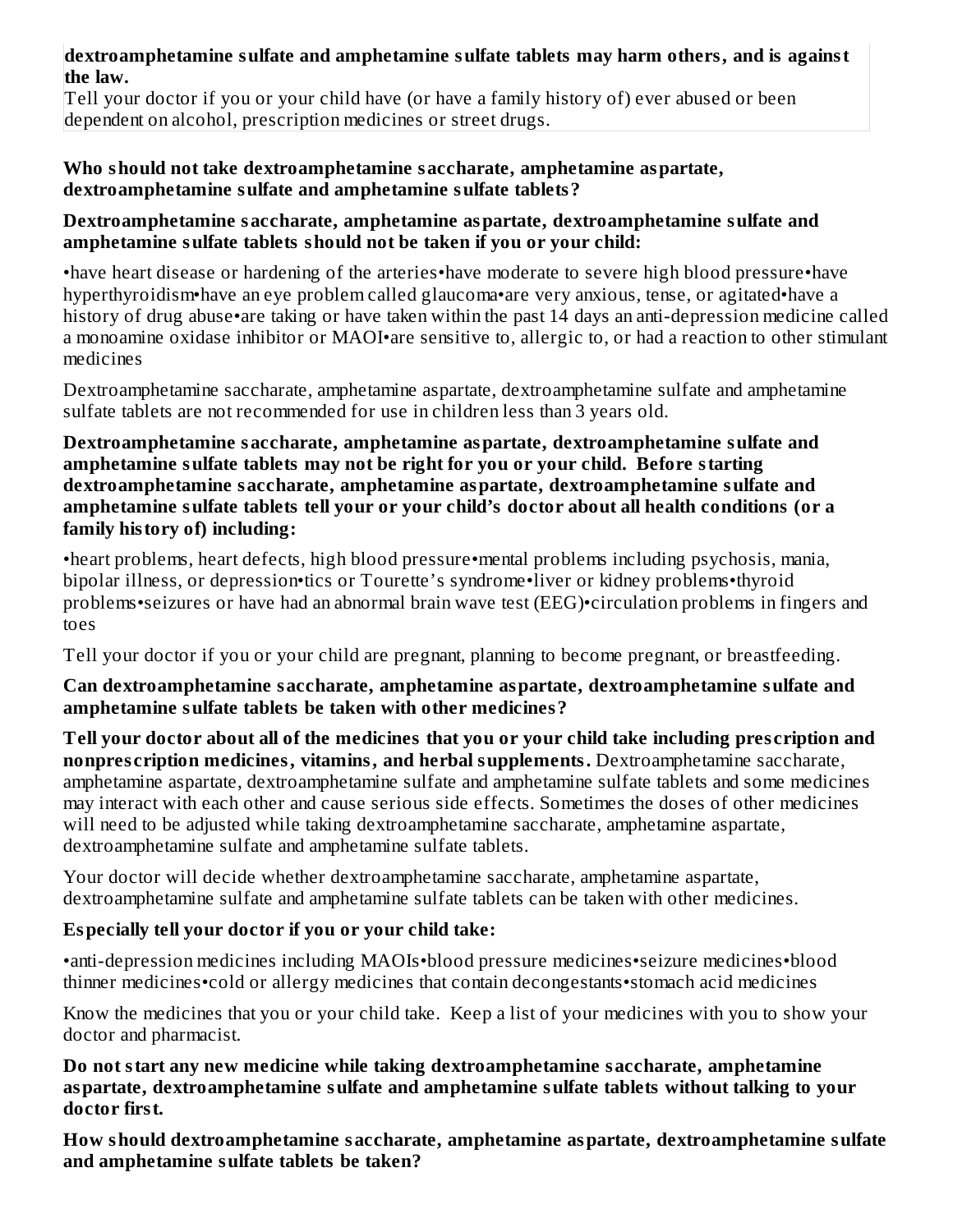**dextroamphetamine sulfate and amphetamine sulfate tablets may harm others, and is against the law.**

Tell your doctor if you or your child have (or have a family history of) ever abused or been dependent on alcohol, prescription medicines or street drugs.

**Who should not take dextroamphetamine saccharate, amphetamine aspartate, dextroamphetamine sulfate and amphetamine sulfate tablets?**

**Dextroamphetamine saccharate, amphetamine aspartate, dextroamphetamine sulfate and amphetamine sulfate tablets should not be taken if you or your child:**

- have heart disease or hardening of the arteries
- have moderate to severe high blood pressure
- have hyperthyroidism
- have an eye problem called glaucoma
- are very anxious, tense, or agitated
- have a history of drug abuse
- are taking or have taken within the past 14 days an anti-depression medicine called a monoamine oxidase inhibitor or MAOI
- are sensitive to, allergic to, or had a reaction to other stimulant medicines

Dextroamphetamine saccharate, amphetamine aspartate, dextroamphetamine sulfate and amphetamine sulfate tablets are not recommended for use in children less than 3 years old.

**Dextroamphetamine saccharate, amphetamine aspartate, dextroamphetamine sulfate and amphetamine sulfate tablets may not be right for you or your child. Before starting dextroamphetamine saccharate, amphetamine aspartate, dextroamphetamine sulfate and amphetamine sulfate tablets tell your or your child's doctor about all health conditions (or a family history of) including:**

- heart problems, heart defects, high blood pressure
- mental problems including psychosis, mania, bipolar illness, or depression
- tics or Tourette's syndrome
- liver or kidney problems
- thyroid problems
- seizures or have had an abnormal brain wave test (EEG)
- circulation problems in fingers and toes

Tell your doctor if you or your child are pregnant, planning to become pregnant, or breastfeeding.

**Can dextroamphetamine saccharate, amphetamine aspartate, dextroamphetamine sulfate and amphetamine sulfate tablets be taken with other medicines?**

**Tell your doctor about all of the medicines that you or your child take including prescription and nonprescription medicines, vitamins, and herbal supplements.** Dextroamphetamine saccharate, amphetamine aspartate, dextroamphetamine sulfate and amphetamine sulfate tablets and some medicines may interact with each other and cause serious side effects. Sometimes the doses of other medicines will need to be adjusted while taking dextroamphetamine saccharate, amphetamine aspartate, dextroamphetamine sulfate and amphetamine sulfate tablets.

Your doctor will decide whether dextroamphetamine saccharate, amphetamine aspartate, dextroamphetamine sulfate and amphetamine sulfate tablets can be taken with other medicines.

**Especially tell your doctor if you or your child take:**

- anti-depression medicines including MAOIs
- blood pressure medicines
- seizure medicines
- blood thinner medicines
- cold or allergy medicines that contain decongestants
- stomach acid medicines

Know the medicines that you or your child take. Keep a list of your medicines with you to show your doctor and pharmacist.

**Do not start any new medicine while taking dextroamphetamine saccharate, amphetamine aspartate, dextroamphetamine sulfate and amphetamine sulfate tablets without talking to your doctor first.**

**How should dextroamphetamine saccharate, amphetamine aspartate, dextroamphetamine sulfate and amphetamine sulfate tablets be taken?**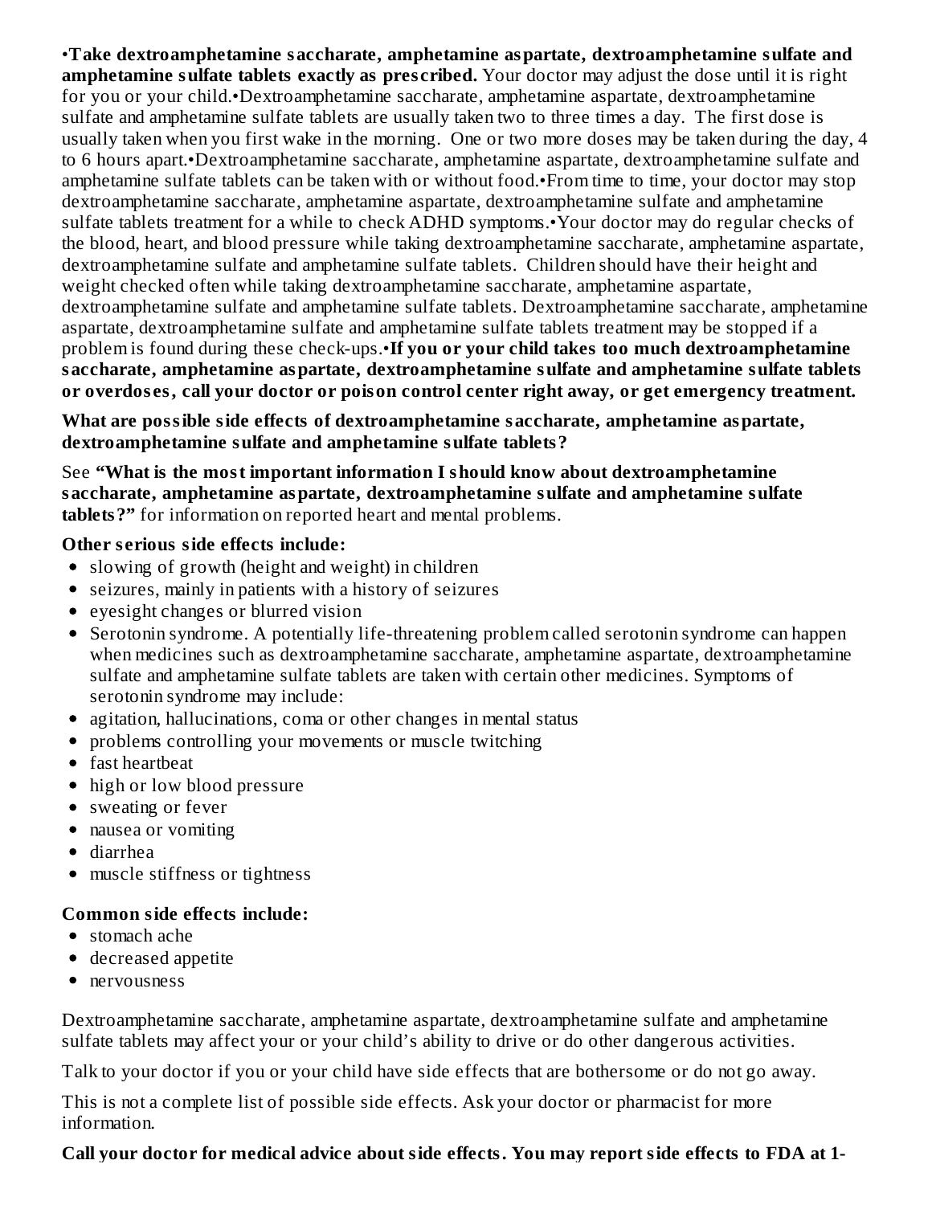•**Take dextroamphetamine saccharate, amphetamine aspartate, dextroamphetamine sulfate and amphetamine sulfate tablets exactly as prescribed.** Your doctor may adjust the dose until it is right for you or your child.•Dextroamphetamine saccharate, amphetamine aspartate, dextroamphetamine sulfate and amphetamine sulfate tablets are usually taken two to three times a day. The first dose is usually taken when you first wake in the morning. One or two more doses may be taken during the day, 4 to 6 hours apart.•Dextroamphetamine saccharate, amphetamine aspartate, dextroamphetamine sulfate and amphetamine sulfate tablets can be taken with or without food.•From time to time, your doctor may stop dextroamphetamine saccharate, amphetamine aspartate, dextroamphetamine sulfate and amphetamine sulfate tablets treatment for a while to check ADHD symptoms.•Your doctor may do regular checks of the blood, heart, and blood pressure while taking dextroamphetamine saccharate, amphetamine aspartate, dextroamphetamine sulfate and amphetamine sulfate tablets. Children should have their height and weight checked often while taking dextroamphetamine saccharate, amphetamine aspartate, dextroamphetamine sulfate and amphetamine sulfate tablets. Dextroamphetamine saccharate, amphetamine aspartate, dextroamphetamine sulfate and amphetamine sulfate tablets treatment may be stopped if a problem is found during these check-ups.•**If you or your child takes too much dextroamphetamine saccharate, amphetamine aspartate, dextroamphetamine sulfate and amphetamine sulfate tablets or overdoses, call your doctor or poison control center right away, or get emergency treatment.**

**What are possible side effects of dextroamphetamine saccharate, amphetamine aspartate, dextroamphetamine sulfate and amphetamine sulfate tablets?**

See **"What is the most important information I should know about dextroamphetamine saccharate, amphetamine aspartate, dextroamphetamine sulfate and amphetamine sulfate tablets?"** for information on reported heart and mental problems.

**Other serious side effects include:**

- slowing of growth (height and weight) in children
- seizures, mainly in patients with a history of seizures
- eyesight changes or blurred vision
- Serotonin syndrome. A potentially life-threatening problem called serotonin syndrome can happen when medicines such as dextroamphetamine saccharate, amphetamine aspartate, dextroamphetamine sulfate and amphetamine sulfate tablets are taken with certain other medicines. Symptoms of serotonin syndrome may include:
- agitation, hallucinations, coma or other changes in mental status
- problems controlling your movements or muscle twitching
- fast heartbeat
- high or low blood pressure
- sweating or fever
- nausea or vomiting
- diarrhea
- muscle stiffness or tightness

**Common side effects include:**

- stomach ache
- decreased appetite
- nervousness

Dextroamphetamine saccharate, amphetamine aspartate, dextroamphetamine sulfate and amphetamine sulfate tablets may affect your or your child's ability to drive or do other dangerous activities.

Talk to your doctor if you or your child have side effects that are bothersome or do not go away.

This is not a complete list of possible side effects. Ask your doctor or pharmacist for more information.

**Call your doctor for medical advice about side effects. You may report side effects to FDA at 1-**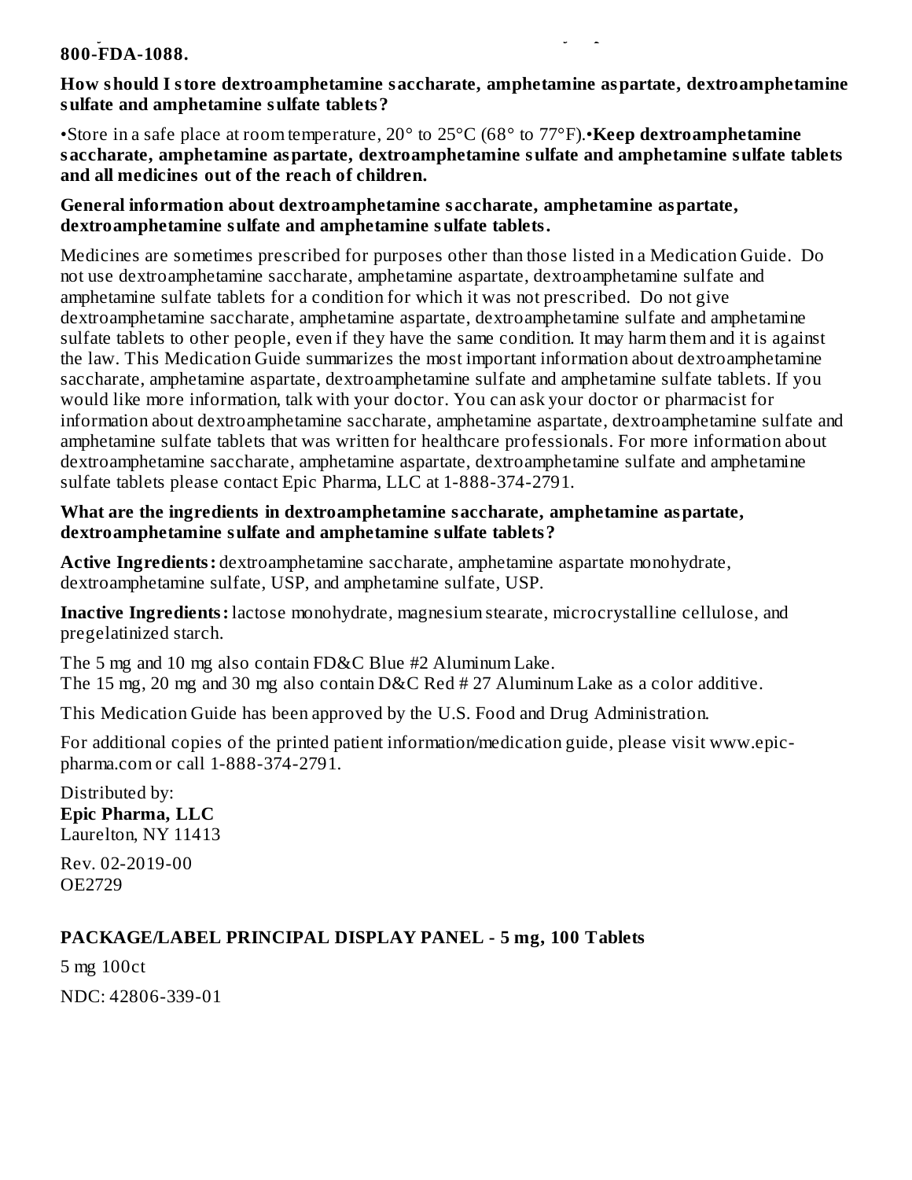**800-FDA-1088.**

**How should I store dextroamphetamine saccharate, amphetamine aspartate, dextroamphetamine sulfate and amphetamine sulfate tablets?**

•Store in a safe place at room temperature, 20° to 25°C (68° to 77°F).•**Keep dextroamphetamine saccharate, amphetamine aspartate, dextroamphetamine sulfate and amphetamine sulfate tablets and all medicines out of the reach of children.**

**General information about dextroamphetamine saccharate, amphetamine aspartate, dextroamphetamine sulfate and amphetamine sulfate tablets.**

Medicines are sometimes prescribed for purposes other than those listed in a Medication Guide. Do not use dextroamphetamine saccharate, amphetamine aspartate, dextroamphetamine sulfate and amphetamine sulfate tablets for a condition for which it was not prescribed. Do not give dextroamphetamine saccharate, amphetamine aspartate, dextroamphetamine sulfate and amphetamine sulfate tablets to other people, even if they have the same condition. It may harm them and it is against the law. This Medication Guide summarizes the most important information about dextroamphetamine saccharate, amphetamine aspartate, dextroamphetamine sulfate and amphetamine sulfate tablets. If you would like more information, talk with your doctor. You can ask your doctor or pharmacist for information about dextroamphetamine saccharate, amphetamine aspartate, dextroamphetamine sulfate and amphetamine sulfate tablets that was written for healthcare professionals. For more information about dextroamphetamine saccharate, amphetamine aspartate, dextroamphetamine sulfate and amphetamine sulfate tablets please contact Epic Pharma, LLC at 1-888-374-2791.

**What are the ingredients in dextroamphetamine saccharate, amphetamine aspartate, dextroamphetamine sulfate and amphetamine sulfate tablets?**

**Active Ingredients:** dextroamphetamine saccharate, amphetamine aspartate monohydrate, dextroamphetamine sulfate, USP, and amphetamine sulfate, USP.

**Inactive Ingredients:** lactose monohydrate, magnesium stearate, microcrystalline cellulose, and pregelatinized starch.

The 5 mg and 10 mg also contain FD&C Blue #2 Aluminum Lake.
The 15 mg, 20 mg and 30 mg also contain D&C Red # 27 Aluminum Lake as a color additive.

This Medication Guide has been approved by the U.S. Food and Drug Administration.

For additional copies of the printed patient information/medication guide, please visit www.epic-pharma.com or call 1-888-374-2791.

Distributed by:
**Epic Pharma, LLC**
Laurelton, NY 11413

Rev. 02-2019-00
OE2729

**PACKAGE/LABEL PRINCIPAL DISPLAY PANEL - 5 mg, 100 Tablets**

5 mg 100ct

NDC: 42806-339-01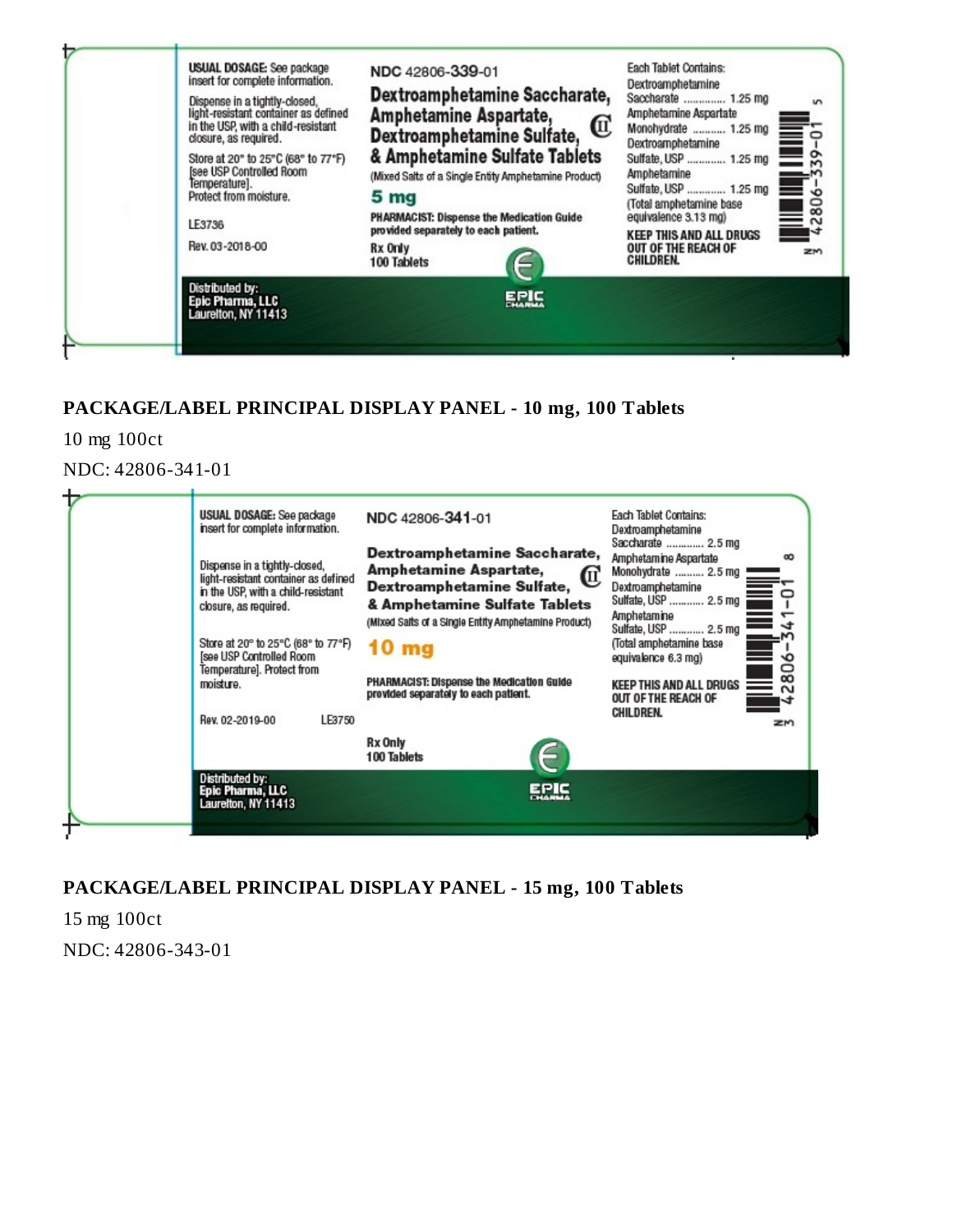USUAL DOSAGE: See package insert for complete information.

Dispense in a tightly-closed, light-resistant container as defined in the USP, with a child-resistant closure, as required.

Store at 20° to 25°C (68° to 77°F) [see USP Controlled Room Temperature]. Protect from moisture.

LE3736

Rev. 03-2018-00

NDC 42806-339-01

**Dextroamphetamine Saccharate, Amphetamine Aspartate, Dextroamphetamine Sulfate, & Amphetamine Sulfate Tablets** CII

(Mixed Salts of a Single Entity Amphetamine Product)

**5 mg**

PHARMACIST: Dispense the Medication Guide provided separately to each patient.

Rx Only

100 Tablets

Each Tablet Contains:
Dextroamphetamine Saccharate ............ 1.25 mg
Amphetamine Aspartate Monohydrate .......... 1.25 mg
Dextroamphetamine Sulfate, USP ............ 1.25 mg
Amphetamine Sulfate, USP ............ 1.25 mg
(Total amphetamine base equivalence 3.13 mg)

KEEP THIS AND ALL DRUGS OUT OF THE REACH OF CHILDREN.

Distributed by:
Epic Pharma, LLC
Laurelton, NY 11413

EPIC PHARMA

N 3 42806-339-01 5

**PACKAGE/LABEL PRINCIPAL DISPLAY PANEL - 10 mg, 100 Tablets**

10 mg 100ct

NDC: 42806-341-01

USUAL DOSAGE: See package insert for complete information.

Dispense in a tightly-closed, light-resistant container as defined in the USP, with a child-resistant closure, as required.

Store at 20° to 25°C (68° to 77°F) [see USP Controlled Room Temperature]. Protect from moisture.

Rev. 02-2019-00 LE3750

NDC 42806-341-01

**Dextroamphetamine Saccharate, Amphetamine Aspartate, Dextroamphetamine Sulfate, & Amphetamine Sulfate Tablets** CII

(Mixed Salts of a Single Entity Amphetamine Product)

**10 mg**

PHARMACIST: Dispense the Medication Guide provided separately to each patient.

Rx Only

100 Tablets

Each Tablet Contains:
Dextroamphetamine Saccharate ............ 2.5 mg
Amphetamine Aspartate Monohydrate .......... 2.5 mg
Dextroamphetamine Sulfate, USP ............ 2.5 mg
Amphetamine Sulfate, USP ............ 2.5 mg
(Total amphetamine base equivalence 6.3 mg)

KEEP THIS AND ALL DRUGS OUT OF THE REACH OF CHILDREN.

Distributed by:
Epic Pharma, LLC
Laurelton, NY 11413

EPIC PHARMA

N 3 42806-341-01 8

**PACKAGE/LABEL PRINCIPAL DISPLAY PANEL - 15 mg, 100 Tablets**

15 mg 100ct

NDC: 42806-343-01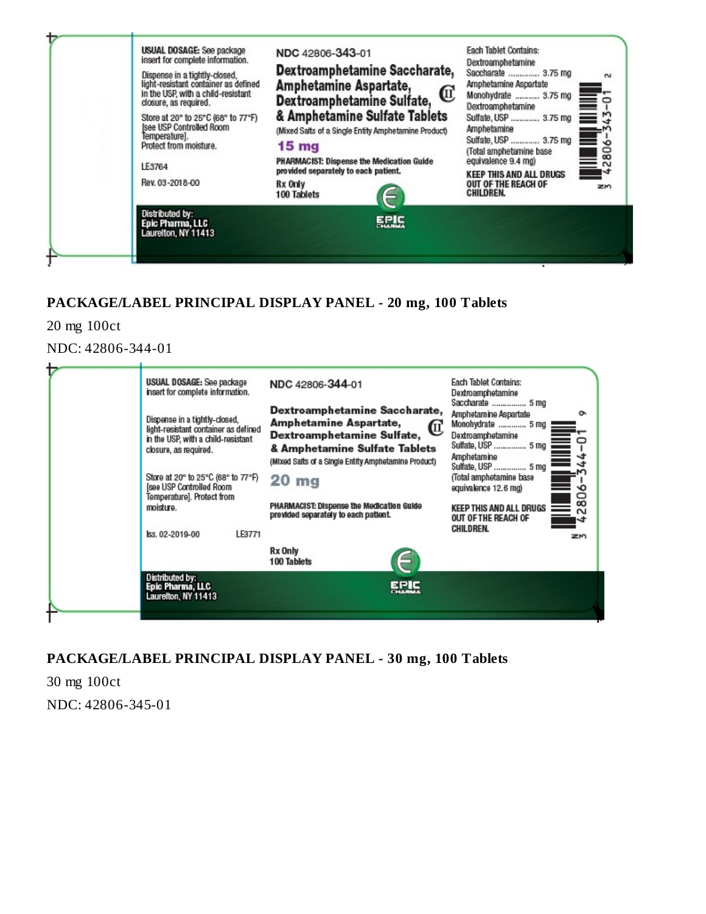USUAL DOSAGE: See package insert for complete information.

Dispense in a tightly-closed, light-resistant container as defined in the USP, with a child-resistant closure, as required.

Store at 20° to 25°C (68° to 77°F) [see USP Controlled Room Temperature]. Protect from moisture.

LE3764

Rev. 03-2018-00

NDC 42806-343-01

**Dextroamphetamine Saccharate, Amphetamine Aspartate, Dextroamphetamine Sulfate, & Amphetamine Sulfate Tablets** CII

(Mixed Salts of a Single Entity Amphetamine Product)

**15 mg**

PHARMACIST: Dispense the Medication Guide provided separately to each patient.

Rx Only

100 Tablets

Each Tablet Contains:
Dextroamphetamine Saccharate ............. 3.75 mg
Amphetamine Aspartate Monohydrate .......... 3.75 mg
Dextroamphetamine Sulfate, USP ............ 3.75 mg
Amphetamine Sulfate, USP ............ 3.75 mg
(Total amphetamine base equivalence 9.4 mg)

KEEP THIS AND ALL DRUGS OUT OF THE REACH OF CHILDREN.

3 42806-343-01 2

Distributed by:
Epic Pharma, LLC
Laurelton, NY 11413

EPIC PHARMA

**PACKAGE/LABEL PRINCIPAL DISPLAY PANEL - 20 mg, 100 Tablets**

20 mg 100ct

NDC: 42806-344-01

USUAL DOSAGE: See package insert for complete information.

Dispense in a tightly-closed, light-resistant container as defined in the USP, with a child-resistant closure, as required.

Store at 20° to 25°C (68° to 77°F) [see USP Controlled Room Temperature]. Protect from moisture.

Iss. 02-2019-00 LE3771

NDC 42806-344-01

**Dextroamphetamine Saccharate, Amphetamine Aspartate, Dextroamphetamine Sulfate, & Amphetamine Sulfate Tablets** CII

(Mixed Salts of a Single Entity Amphetamine Product)

**20 mg**

PHARMACIST: Dispense the Medication Guide provided separately to each patient.

Rx Only

100 Tablets

Each Tablet Contains:
Dextroamphetamine Saccharate ................ 5 mg
Amphetamine Aspartate Monohydrate ............ 5 mg
Dextroamphetamine Sulfate, USP ............... 5 mg
Amphetamine Sulfate, USP ............... 5 mg
(Total amphetamine base equivalence 12.6 mg)

KEEP THIS AND ALL DRUGS OUT OF THE REACH OF CHILDREN.

3 42806-344-01 6

Distributed by:
Epic Pharma, LLC
Laurelton, NY 11413

EPIC PHARMA

**PACKAGE/LABEL PRINCIPAL DISPLAY PANEL - 30 mg, 100 Tablets**

30 mg 100ct

NDC: 42806-345-01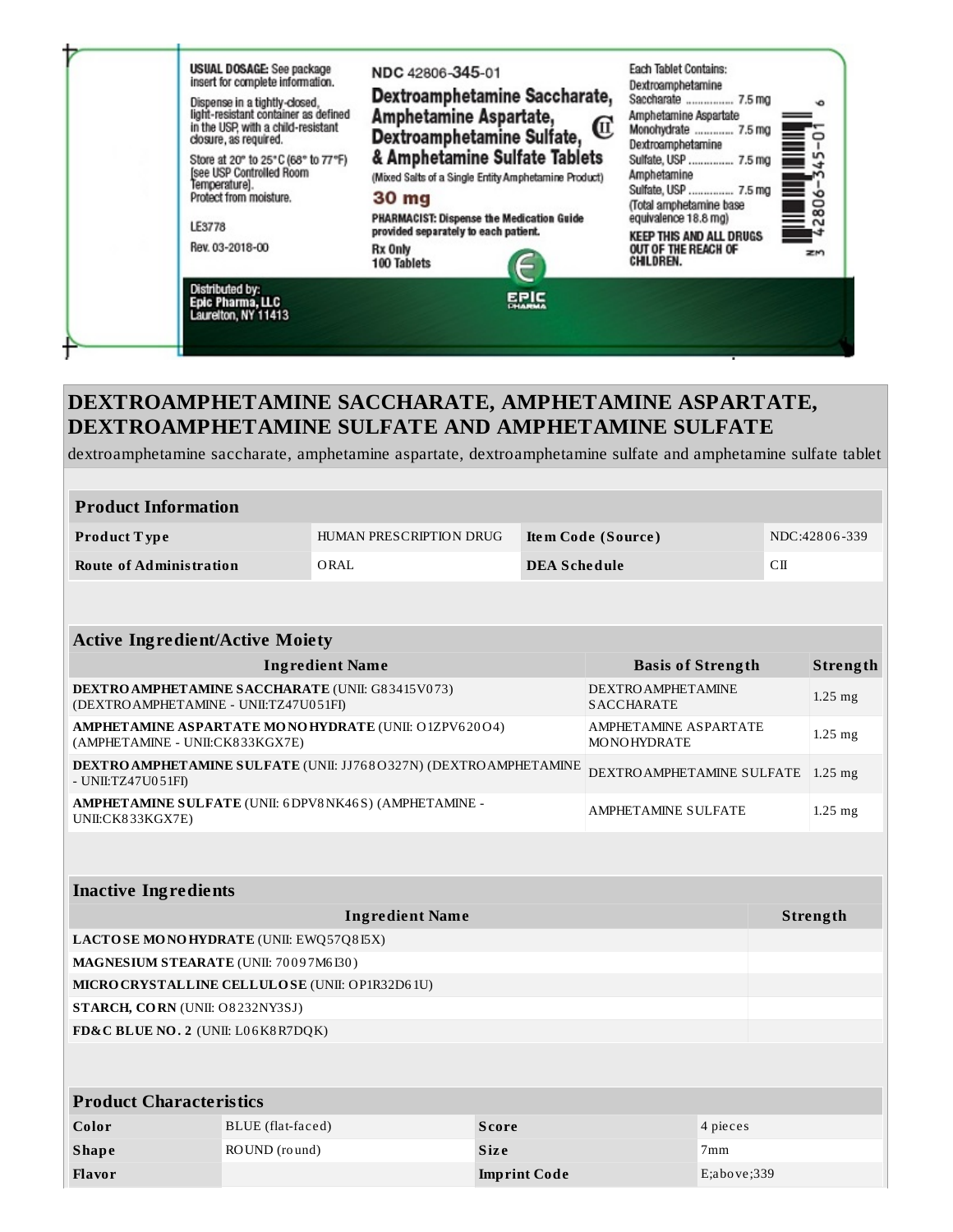USUAL DOSAGE: See package insert for complete information.

Dispense in a tightly-closed, light-resistant container as defined in the USP, with a child-resistant closure, as required.

Store at 20° to 25°C (68° to 77°F) [see USP Controlled Room Temperature].
Protect from moisture.

LE3778

Rev. 03-2018-00

Distributed by:
Epic Pharma, LLC
Laurelton, NY 11413

NDC 42806-345-01

**Dextroamphetamine Saccharate, Amphetamine Aspartate, Dextroamphetamine Sulfate, & Amphetamine Sulfate Tablets** CII

(Mixed Salts of a Single Entity Amphetamine Product)

**30 mg**

**PHARMACIST: Dispense the Medication Guide provided separately to each patient.**

**Rx Only**
**100 Tablets**

EPIC PHARMA

Each Tablet Contains:
Dextroamphetamine Saccharate ............... 7.5 mg
Amphetamine Aspartate Monohydrate ............ 7.5 mg
Dextroamphetamine Sulfate, USP ............... 7.5 mg
Amphetamine Sulfate, USP .............. 7.5 mg
(Total amphetamine base equivalence 18.8 mg)

**KEEP THIS AND ALL DRUGS OUT OF THE REACH OF CHILDREN.**

N3 42806-345-01 6

## DEXTROAMPHETAMINE SACCHARATE, AMPHETAMINE ASPARTATE, DEXTROAMPHETAMINE SULFATE AND AMPHETAMINE SULFATE

dextroamphetamine saccharate, amphetamine aspartate, dextroamphetamine sulfate and amphetamine sulfate tablet

| Product Information | | | |
|---|---|---|---|
| **Product Type** | HUMAN PRESCRIPTION DRUG | **Item Code (Source)** | NDC:42806-339 |
| **Route of Administration** | ORAL | **DEA Schedule** | CII |

| Active Ingredient/Active Moiety | | |
|---|---|---|
| **Ingredient Name** | **Basis of Strength** | **Strength** |
| **DEXTROAMPHETAMINE SACCHARATE** (UNII: G83415V073) (DEXTROAMPHETAMINE - UNII:TZ47U051FI) | DEXTROAMPHETAMINE SACCHARATE | 1.25 mg |
| **AMPHETAMINE ASPARTATE MONOHYDRATE** (UNII: O1ZPV620O4) (AMPHETAMINE - UNII:CK833KGX7E) | AMPHETAMINE ASPARTATE MONOHYDRATE | 1.25 mg |
| **DEXTROAMPHETAMINE SULFATE** (UNII: JJ768O327N) (DEXTROAMPHETAMINE - UNII:TZ47U051FI) | DEXTROAMPHETAMINE SULFATE | 1.25 mg |
| **AMPHETAMINE SULFATE** (UNII: 6DPV8NK46S) (AMPHETAMINE - UNII:CK833KGX7E) | AMPHETAMINE SULFATE | 1.25 mg |

| Inactive Ingredients | |
|---|---|
| **Ingredient Name** | **Strength** |
| **LACTOSE MONOHYDRATE** (UNII: EWQ57Q8I5X) | |
| **MAGNESIUM STEARATE** (UNII: 70097M6I30) | |
| **MICROCRYSTALLINE CELLULOSE** (UNII: OP1R32D61U) | |
| **STARCH, CORN** (UNII: O8232NY3SJ) | |
| **FD&C BLUE NO. 2** (UNII: L06K8R7DQK) | |

| Product Characteristics | | | |
|---|---|---|---|
| **Color** | BLUE (flat-faced) | **Score** | 4 pieces |
| **Shape** | ROUND (round) | **Size** | 7mm |
| **Flavor** | | **Imprint Code** | E;above;339 |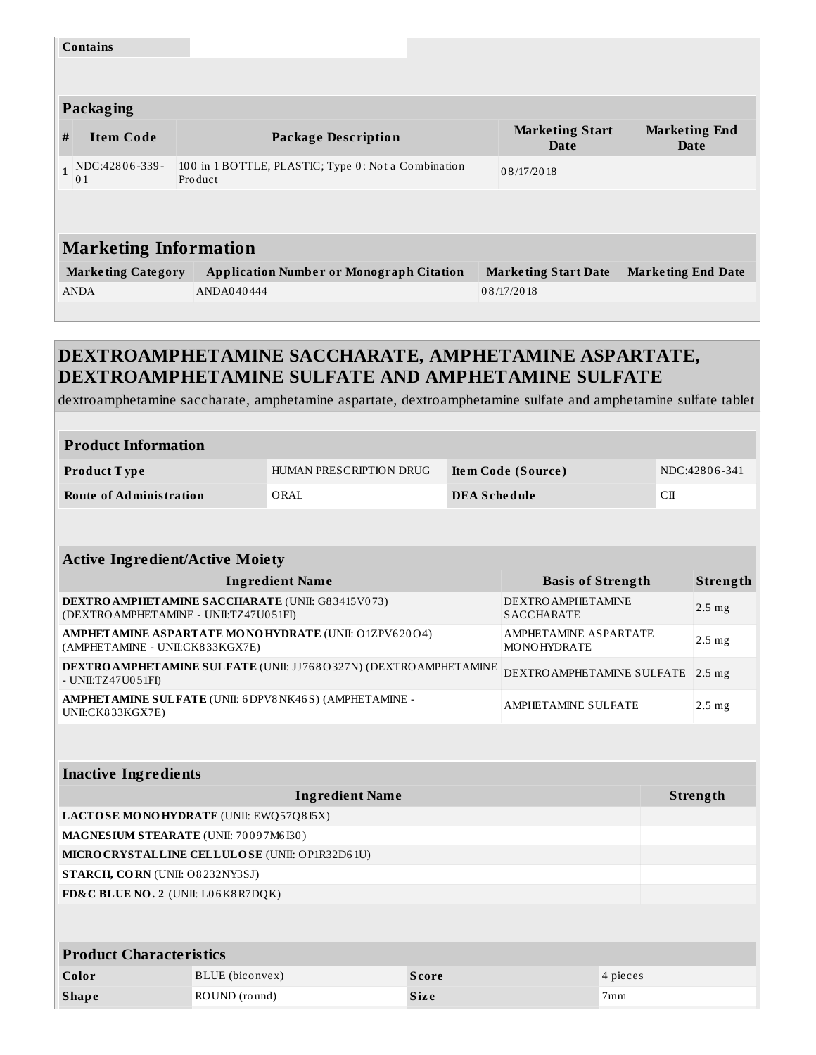| Contains | |
|---|---|

## Packaging

| # | Item Code | Package Description | Marketing Start Date | Marketing End Date |
|---|---|---|---|---|
| 1 | NDC:42806-339-01 | 100 in 1 BOTTLE, PLASTIC; Type 0: Not a Combination Product | 08/17/2018 | |

## Marketing Information

| Marketing Category | Application Number or Monograph Citation | Marketing Start Date | Marketing End Date |
|---|---|---|---|
| ANDA | ANDA040444 | 08/17/2018 | |

# DEXTROAMPHETAMINE SACCHARATE, AMPHETAMINE ASPARTATE, DEXTROAMPHETAMINE SULFATE AND AMPHETAMINE SULFATE

dextroamphetamine saccharate, amphetamine aspartate, dextroamphetamine sulfate and amphetamine sulfate tablet

## Product Information

| | | | |
|---|---|---|---|
| **Product Type** | HUMAN PRESCRIPTION DRUG | **Item Code (Source)** | NDC:42806-341 |
| **Route of Administration** | ORAL | **DEA Schedule** | CII |

## Active Ingredient/Active Moiety

| Ingredient Name | Basis of Strength | Strength |
|---|---|---|
| **DEXTROAMPHETAMINE SACCHARATE** (UNII: G83415V073) (DEXTROAMPHETAMINE - UNII:TZ47U051FI) | DEXTROAMPHETAMINE SACCHARATE | 2.5 mg |
| **AMPHETAMINE ASPARTATE MONOHYDRATE** (UNII: O1ZPV620O4) (AMPHETAMINE - UNII:CK833KGX7E) | AMPHETAMINE ASPARTATE MONOHYDRATE | 2.5 mg |
| **DEXTROAMPHETAMINE SULFATE** (UNII: JJ768O327N) (DEXTROAMPHETAMINE - UNII:TZ47U051FI) | DEXTROAMPHETAMINE SULFATE | 2.5 mg |
| **AMPHETAMINE SULFATE** (UNII: 6DPV8NK46S) (AMPHETAMINE - UNII:CK833KGX7E) | AMPHETAMINE SULFATE | 2.5 mg |

## Inactive Ingredients

| Ingredient Name | Strength |
|---|---|
| **LACTOSE MONOHYDRATE** (UNII: EWQ57Q8I5X) | |
| **MAGNESIUM STEARATE** (UNII: 70097M6I30) | |
| **MICROCRYSTALLINE CELLULOSE** (UNII: OP1R32D61U) | |
| **STARCH, CORN** (UNII: O8232NY3SJ) | |
| **FD&C BLUE NO. 2** (UNII: L06K8R7DQK) | |

## Product Characteristics

| | | | |
|---|---|---|---|
| **Color** | BLUE (biconvex) | **Score** | 4 pieces |
| **Shape** | ROUND (round) | **Size** | 7mm |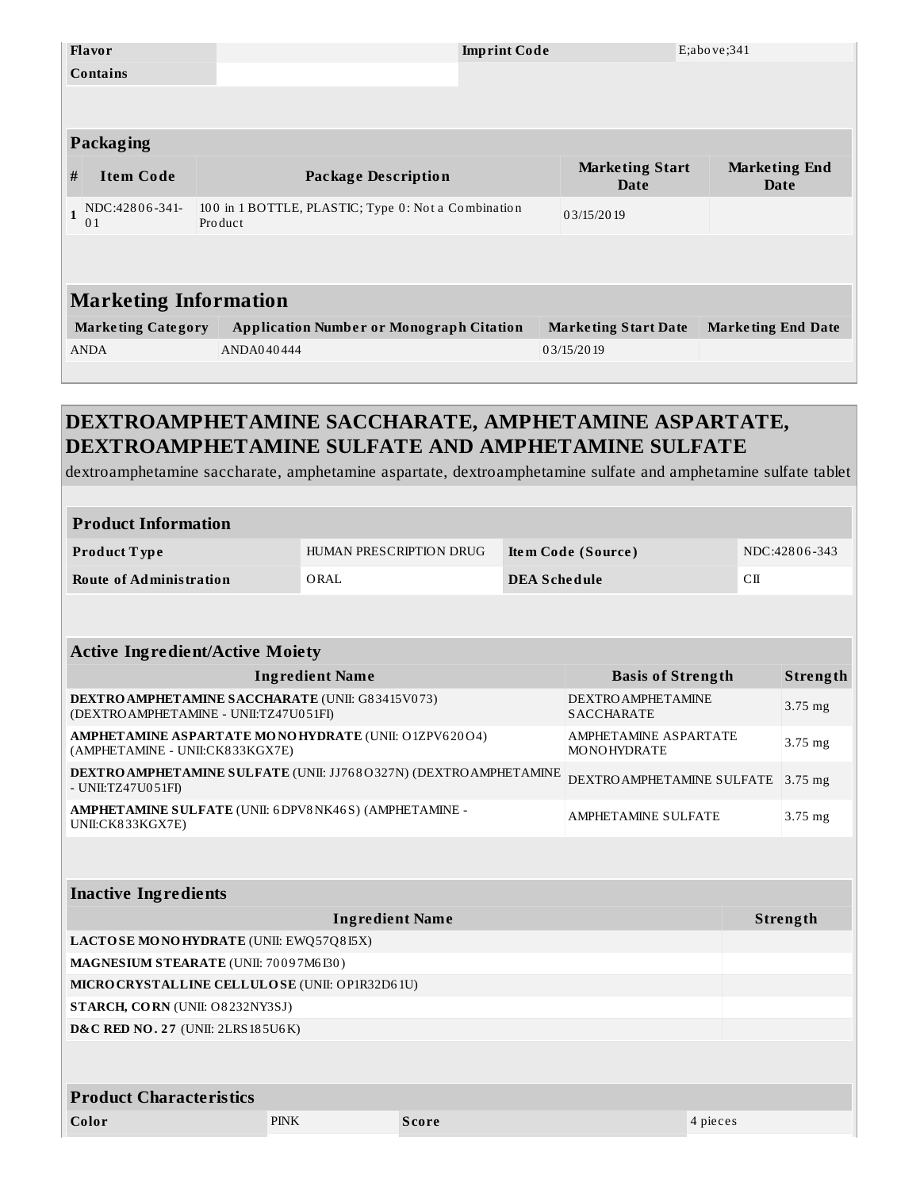| Flavor | | Imprint Code | E;above;341 |
| --- | --- | --- | --- |
| Contains | | | |

## Packaging

| # | Item Code | Package Description | Marketing Start Date | Marketing End Date |
| --- | --- | --- | --- | --- |
| 1 | NDC:42806-341-01 | 100 in 1 BOTTLE, PLASTIC; Type 0: Not a Combination Product | 03/15/2019 | |

## Marketing Information

| Marketing Category | Application Number or Monograph Citation | Marketing Start Date | Marketing End Date |
| --- | --- | --- | --- |
| ANDA | ANDA040444 | 03/15/2019 | |

# DEXTROAMPHETAMINE SACCHARATE, AMPHETAMINE ASPARTATE, DEXTROAMPHETAMINE SULFATE AND AMPHETAMINE SULFATE

dextroamphetamine saccharate, amphetamine aspartate, dextroamphetamine sulfate and amphetamine sulfate tablet

## Product Information

| Product Type | HUMAN PRESCRIPTION DRUG | Item Code (Source) | NDC:42806-343 |
| --- | --- | --- | --- |
| Route of Administration | ORAL | DEA Schedule | CII |

## Active Ingredient/Active Moiety

| Ingredient Name | Basis of Strength | Strength |
| --- | --- | --- |
| **DEXTROAMPHETAMINE SACCHARATE** (UNII: G83415V073) (DEXTROAMPHETAMINE - UNII:TZ47U051FI) | DEXTROAMPHETAMINE SACCHARATE | 3.75 mg |
| **AMPHETAMINE ASPARTATE MONOHYDRATE** (UNII: O1ZPV620O4) (AMPHETAMINE - UNII:CK833KGX7E) | AMPHETAMINE ASPARTATE MONOHYDRATE | 3.75 mg |
| **DEXTROAMPHETAMINE SULFATE** (UNII: JJ768O327N) (DEXTROAMPHETAMINE - UNII:TZ47U051FI) | DEXTROAMPHETAMINE SULFATE | 3.75 mg |
| **AMPHETAMINE SULFATE** (UNII: 6DPV8NK46S) (AMPHETAMINE - UNII:CK833KGX7E) | AMPHETAMINE SULFATE | 3.75 mg |

## Inactive Ingredients

| Ingredient Name | Strength |
| --- | --- |
| **LACTOSE MONOHYDRATE** (UNII: EWQ57Q8I5X) | |
| **MAGNESIUM STEARATE** (UNII: 70097M6I30) | |
| **MICROCRYSTALLINE CELLULOSE** (UNII: OP1R32D61U) | |
| **STARCH, CORN** (UNII: O8232NY3SJ) | |
| **D&C RED NO. 27** (UNII: 2LRS185U6K) | |

## Product Characteristics

| Color | PINK | Score | 4 pieces |
| --- | --- | --- | --- |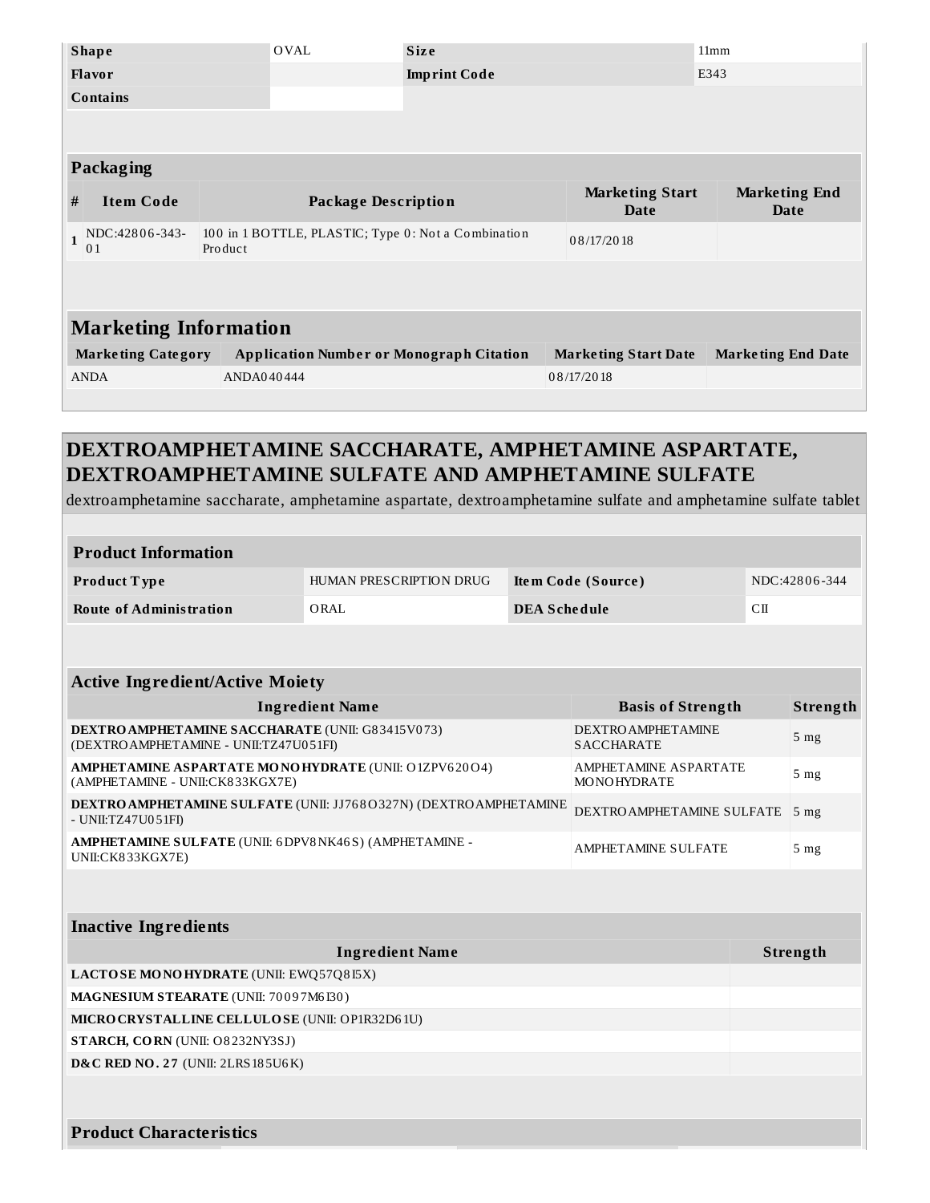| Shape | OVAL | Size | 11mm |
| --- | --- | --- | --- |
| Flavor | | Imprint Code | E343 |
| Contains | | | |

## Packaging

| # | Item Code | Package Description | Marketing Start Date | Marketing End Date |
| --- | --- | --- | --- | --- |
| 1 | NDC:42806-343-01 | 100 in 1 BOTTLE, PLASTIC; Type 0: Not a Combination Product | 08/17/2018 | |

## Marketing Information

| Marketing Category | Application Number or Monograph Citation | Marketing Start Date | Marketing End Date |
| --- | --- | --- | --- |
| ANDA | ANDA040444 | 08/17/2018 | |

# DEXTROAMPHETAMINE SACCHARATE, AMPHETAMINE ASPARTATE, DEXTROAMPHETAMINE SULFATE AND AMPHETAMINE SULFATE

dextroamphetamine saccharate, amphetamine aspartate, dextroamphetamine sulfate and amphetamine sulfate tablet

## Product Information

| Product Type | HUMAN PRESCRIPTION DRUG | Item Code (Source) | NDC:42806-344 |
| --- | --- | --- | --- |
| Route of Administration | ORAL | DEA Schedule | CII |

## Active Ingredient/Active Moiety

| Ingredient Name | Basis of Strength | Strength |
| --- | --- | --- |
| **DEXTROAMPHETAMINE SACCHARATE** (UNII: G83415V073) (DEXTROAMPHETAMINE - UNII:TZ47U051FI) | DEXTROAMPHETAMINE SACCHARATE | 5 mg |
| **AMPHETAMINE ASPARTATE MONOHYDRATE** (UNII: O1ZPV620O4) (AMPHETAMINE - UNII:CK833KGX7E) | AMPHETAMINE ASPARTATE MONOHYDRATE | 5 mg |
| **DEXTROAMPHETAMINE SULFATE** (UNII: JJ768O327N) (DEXTROAMPHETAMINE - UNII:TZ47U051FI) | DEXTROAMPHETAMINE SULFATE | 5 mg |
| **AMPHETAMINE SULFATE** (UNII: 6DPV8NK46S) (AMPHETAMINE - UNII:CK833KGX7E) | AMPHETAMINE SULFATE | 5 mg |

## Inactive Ingredients

| Ingredient Name | Strength |
| --- | --- |
| **LACTOSE MONOHYDRATE** (UNII: EWQ57Q8I5X) | |
| **MAGNESIUM STEARATE** (UNII: 70097M6I30) | |
| **MICROCRYSTALLINE CELLULOSE** (UNII: OP1R32D61U) | |
| **STARCH, CORN** (UNII: O8232NY3SJ) | |
| **D&C RED NO. 27** (UNII: 2LRS185U6K) | |

## Product Characteristics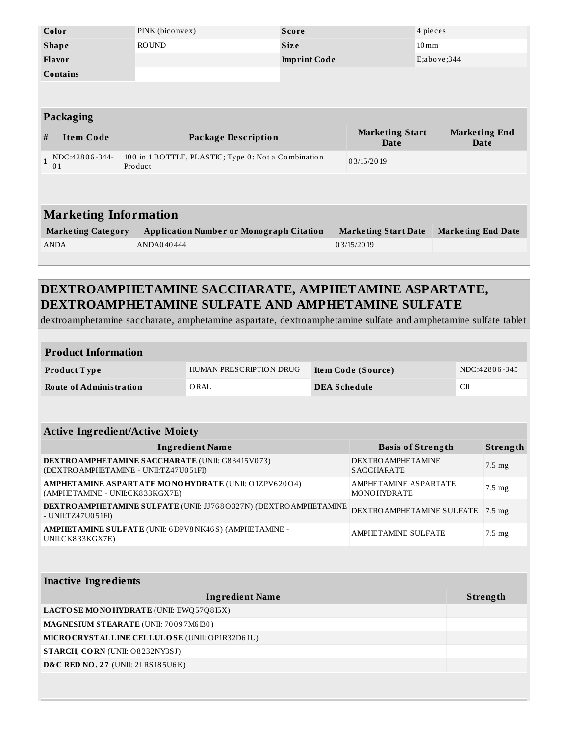| Color | PINK (biconvex) | Score | 4 pieces |
|---|---|---|---|
| Shape | ROUND | Size | 10mm |
| Flavor | | Imprint Code | E;above;344 |
| Contains | | | |

### Packaging

| # | Item Code | Package Description | Marketing Start Date | Marketing End Date |
|---|---|---|---|---|
| 1 | NDC:42806-344-01 | 100 in 1 BOTTLE, PLASTIC; Type 0: Not a Combination Product | 03/15/2019 | |

### Marketing Information

| Marketing Category | Application Number or Monograph Citation | Marketing Start Date | Marketing End Date |
|---|---|---|---|
| ANDA | ANDA040444 | 03/15/2019 | |

## DEXTROAMPHETAMINE SACCHARATE, AMPHETAMINE ASPARTATE, DEXTROAMPHETAMINE SULFATE AND AMPHETAMINE SULFATE

dextroamphetamine saccharate, amphetamine aspartate, dextroamphetamine sulfate and amphetamine sulfate tablet

### Product Information

| Product Type | HUMAN PRESCRIPTION DRUG | Item Code (Source) | NDC:42806-345 |
|---|---|---|---|
| Route of Administration | ORAL | DEA Schedule | CII |

### Active Ingredient/Active Moiety

| Ingredient Name | Basis of Strength | Strength |
|---|---|---|
| **DEXTROAMPHETAMINE SACCHARATE** (UNII: G83415V073) (DEXTROAMPHETAMINE - UNII:TZ47U051FI) | DEXTROAMPHETAMINE SACCHARATE | 7.5 mg |
| **AMPHETAMINE ASPARTATE MONOHYDRATE** (UNII: O1ZPV620O4) (AMPHETAMINE - UNII:CK833KGX7E) | AMPHETAMINE ASPARTATE MONOHYDRATE | 7.5 mg |
| **DEXTROAMPHETAMINE SULFATE** (UNII: JJ768O327N) (DEXTROAMPHETAMINE - UNII:TZ47U051FI) | DEXTROAMPHETAMINE SULFATE | 7.5 mg |
| **AMPHETAMINE SULFATE** (UNII: 6DPV8NK46S) (AMPHETAMINE - UNII:CK833KGX7E) | AMPHETAMINE SULFATE | 7.5 mg |

### Inactive Ingredients

| Ingredient Name | Strength |
|---|---|
| **LACTOSE MONOHYDRATE** (UNII: EWQ57Q8I5X) | |
| **MAGNESIUM STEARATE** (UNII: 70097M6I30) | |
| **MICROCRYSTALLINE CELLULOSE** (UNII: OP1R32D61U) | |
| **STARCH, CORN** (UNII: O8232NY3SJ) | |
| **D&C RED NO. 27** (UNII: 2LRS185U6K) | |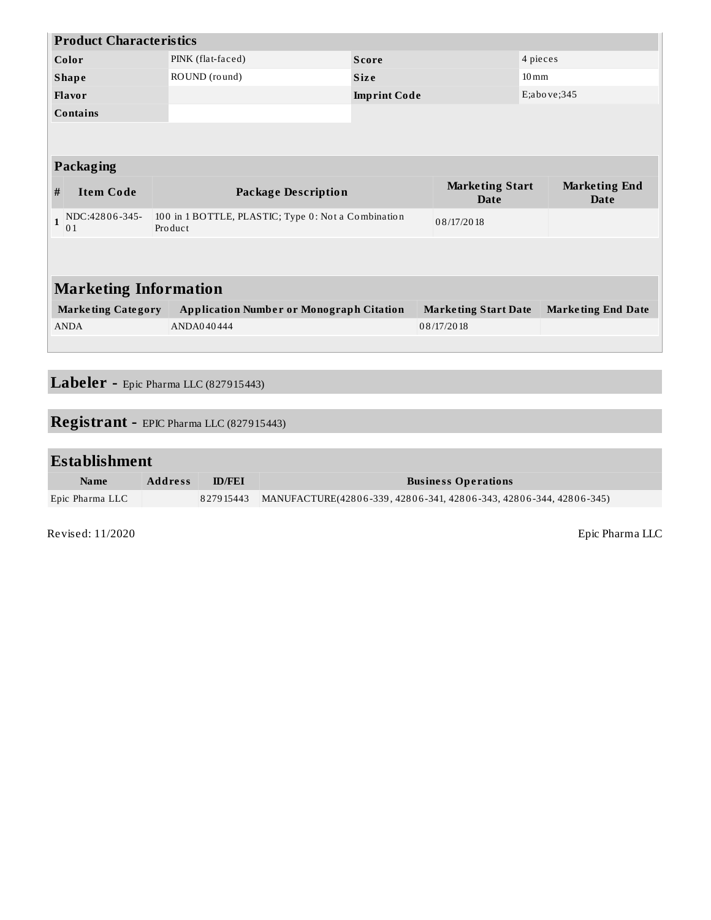| Product Characteristics | | | |
|---|---|---|---|
| **Color** | PINK (flat-faced) | **Score** | 4 pieces |
| **Shape** | ROUND (round) | **Size** | 10mm |
| **Flavor** | | **Imprint Code** | E;above;345 |
| **Contains** | | | |

| Packaging | | | | |
|---|---|---|---|---|
| **#** | **Item Code** | **Package Description** | **Marketing Start Date** | **Marketing End Date** |
| 1 | NDC:42806-345-01 | 100 in 1 BOTTLE, PLASTIC; Type 0: Not a Combination Product | 08/17/2018 | |

| Marketing Information | | | |
|---|---|---|---|
| **Marketing Category** | **Application Number or Monograph Citation** | **Marketing Start Date** | **Marketing End Date** |
| ANDA | ANDA040444 | 08/17/2018 | |

## Labeler - Epic Pharma LLC (827915443)

## Registrant - EPIC Pharma LLC (827915443)

## Establishment

| Name | Address | ID/FEI | Business Operations |
|---|---|---|---|
| Epic Pharma LLC | | 827915443 | MANUFACTURE(42806-339, 42806-341, 42806-343, 42806-344, 42806-345) |

Revised: 11/2020

Epic Pharma LLC